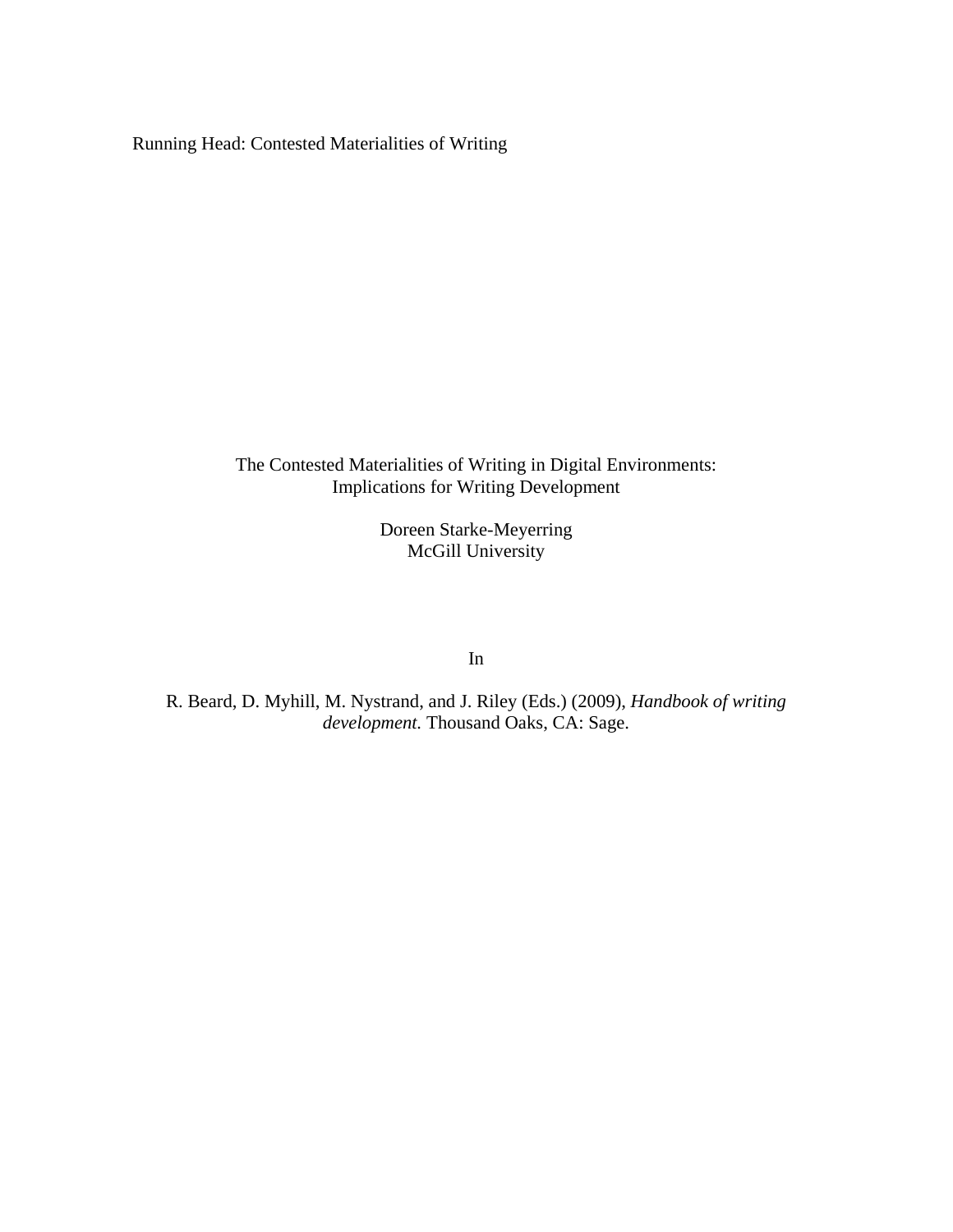Running Head: Contested Materialities of Writing

# The Contested Materialities of Writing in Digital Environments: Implications for Writing Development

Doreen Starke-Meyerring
McGill University

In

R. Beard, D. Myhill, M. Nystrand, and J. Riley (Eds.) (2009), *Handbook of writing development.* Thousand Oaks, CA: Sage.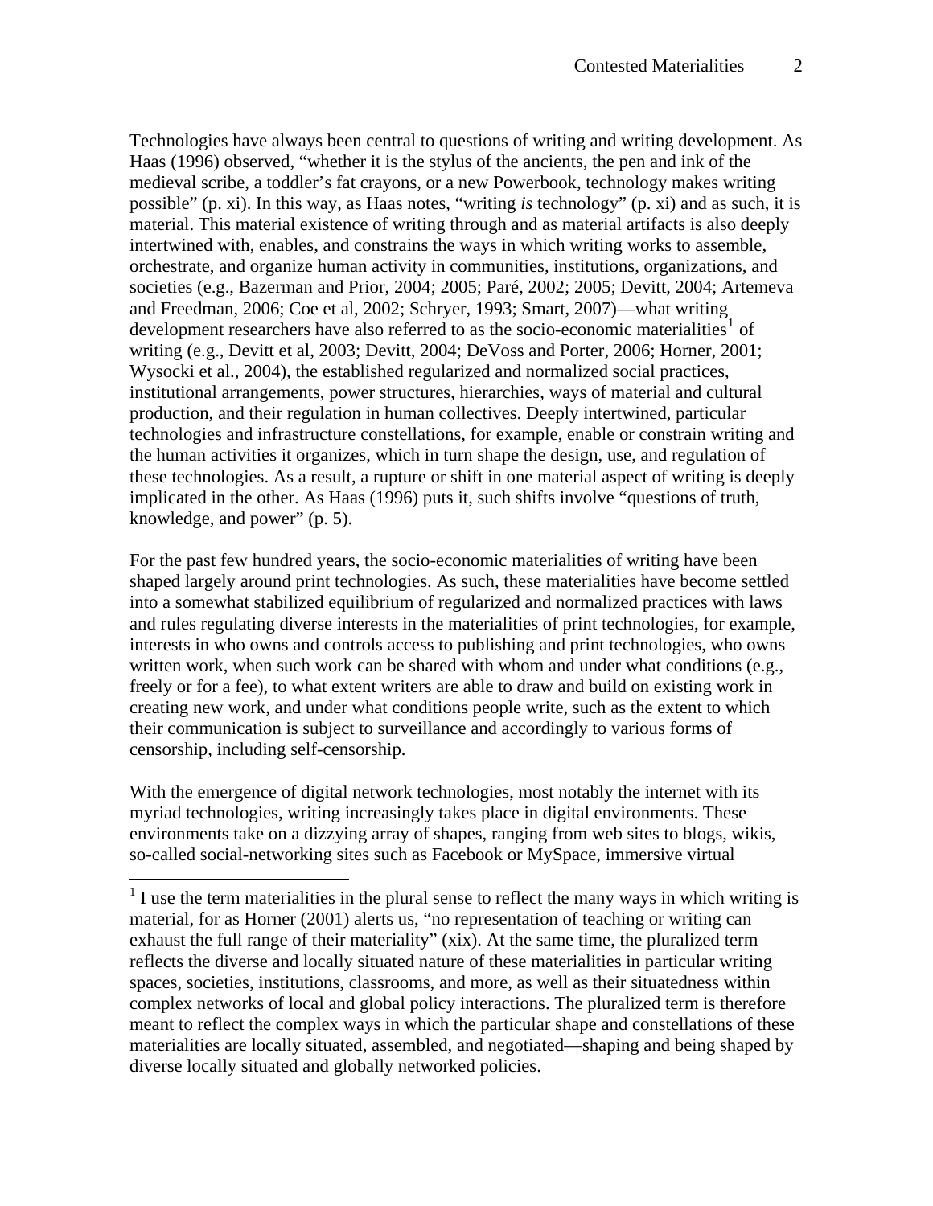Technologies have always been central to questions of writing and writing development. As Haas (1996) observed, "whether it is the stylus of the ancients, the pen and ink of the medieval scribe, a toddler's fat crayons, or a new Powerbook, technology makes writing possible" (p. xi). In this way, as Haas notes, "writing *is* technology" (p. xi) and as such, it is material. This material existence of writing through and as material artifacts is also deeply intertwined with, enables, and constrains the ways in which writing works to assemble, orchestrate, and organize human activity in communities, institutions, organizations, and societies (e.g., Bazerman and Prior, 2004; 2005; Paré, 2002; 2005; Devitt, 2004; Artemeva and Freedman, 2006; Coe et al, 2002; Schryer, 1993; Smart, 2007)—what writing development researchers have also referred to as the socio-economic materialities[1] of writing (e.g., Devitt et al, 2003; Devitt, 2004; DeVoss and Porter, 2006; Horner, 2001; Wysocki et al., 2004), the established regularized and normalized social practices, institutional arrangements, power structures, hierarchies, ways of material and cultural production, and their regulation in human collectives. Deeply intertwined, particular technologies and infrastructure constellations, for example, enable or constrain writing and the human activities it organizes, which in turn shape the design, use, and regulation of these technologies. As a result, a rupture or shift in one material aspect of writing is deeply implicated in the other. As Haas (1996) puts it, such shifts involve "questions of truth, knowledge, and power" (p. 5).

For the past few hundred years, the socio-economic materialities of writing have been shaped largely around print technologies. As such, these materialities have become settled into a somewhat stabilized equilibrium of regularized and normalized practices with laws and rules regulating diverse interests in the materialities of print technologies, for example, interests in who owns and controls access to publishing and print technologies, who owns written work, when such work can be shared with whom and under what conditions (e.g., freely or for a fee), to what extent writers are able to draw and build on existing work in creating new work, and under what conditions people write, such as the extent to which their communication is subject to surveillance and accordingly to various forms of censorship, including self-censorship.

With the emergence of digital network technologies, most notably the internet with its myriad technologies, writing increasingly takes place in digital environments. These environments take on a dizzying array of shapes, ranging from web sites to blogs, wikis, so-called social-networking sites such as Facebook or MySpace, immersive virtual

[1] I use the term materialities in the plural sense to reflect the many ways in which writing is material, for as Horner (2001) alerts us, "no representation of teaching or writing can exhaust the full range of their materiality" (xix). At the same time, the pluralized term reflects the diverse and locally situated nature of these materialities in particular writing spaces, societies, institutions, classrooms, and more, as well as their situatedness within complex networks of local and global policy interactions. The pluralized term is therefore meant to reflect the complex ways in which the particular shape and constellations of these materialities are locally situated, assembled, and negotiated—shaping and being shaped by diverse locally situated and globally networked policies.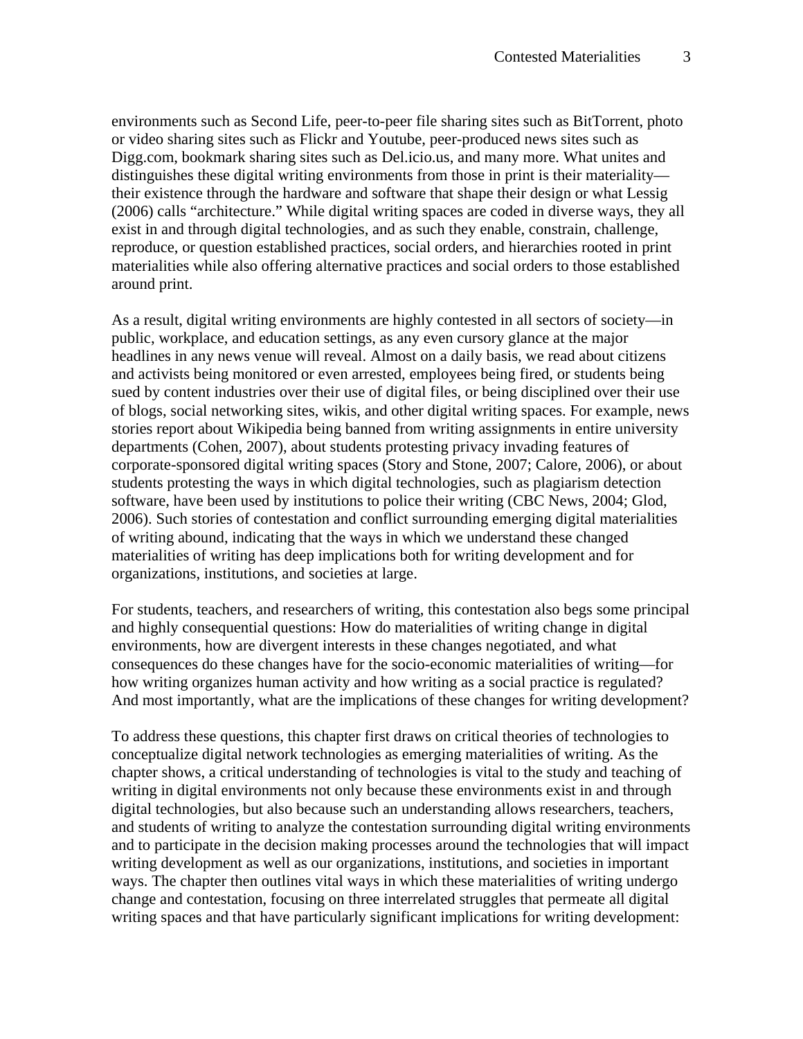environments such as Second Life, peer-to-peer file sharing sites such as BitTorrent, photo or video sharing sites such as Flickr and Youtube, peer-produced news sites such as Digg.com, bookmark sharing sites such as Del.icio.us, and many more. What unites and distinguishes these digital writing environments from those in print is their materiality—their existence through the hardware and software that shape their design or what Lessig (2006) calls "architecture." While digital writing spaces are coded in diverse ways, they all exist in and through digital technologies, and as such they enable, constrain, challenge, reproduce, or question established practices, social orders, and hierarchies rooted in print materialities while also offering alternative practices and social orders to those established around print.

As a result, digital writing environments are highly contested in all sectors of society—in public, workplace, and education settings, as any even cursory glance at the major headlines in any news venue will reveal. Almost on a daily basis, we read about citizens and activists being monitored or even arrested, employees being fired, or students being sued by content industries over their use of digital files, or being disciplined over their use of blogs, social networking sites, wikis, and other digital writing spaces. For example, news stories report about Wikipedia being banned from writing assignments in entire university departments (Cohen, 2007), about students protesting privacy invading features of corporate-sponsored digital writing spaces (Story and Stone, 2007; Calore, 2006), or about students protesting the ways in which digital technologies, such as plagiarism detection software, have been used by institutions to police their writing (CBC News, 2004; Glod, 2006). Such stories of contestation and conflict surrounding emerging digital materialities of writing abound, indicating that the ways in which we understand these changed materialities of writing has deep implications both for writing development and for organizations, institutions, and societies at large.

For students, teachers, and researchers of writing, this contestation also begs some principal and highly consequential questions: How do materialities of writing change in digital environments, how are divergent interests in these changes negotiated, and what consequences do these changes have for the socio-economic materialities of writing—for how writing organizes human activity and how writing as a social practice is regulated? And most importantly, what are the implications of these changes for writing development?

To address these questions, this chapter first draws on critical theories of technologies to conceptualize digital network technologies as emerging materialities of writing. As the chapter shows, a critical understanding of technologies is vital to the study and teaching of writing in digital environments not only because these environments exist in and through digital technologies, but also because such an understanding allows researchers, teachers, and students of writing to analyze the contestation surrounding digital writing environments and to participate in the decision making processes around the technologies that will impact writing development as well as our organizations, institutions, and societies in important ways. The chapter then outlines vital ways in which these materialities of writing undergo change and contestation, focusing on three interrelated struggles that permeate all digital writing spaces and that have particularly significant implications for writing development: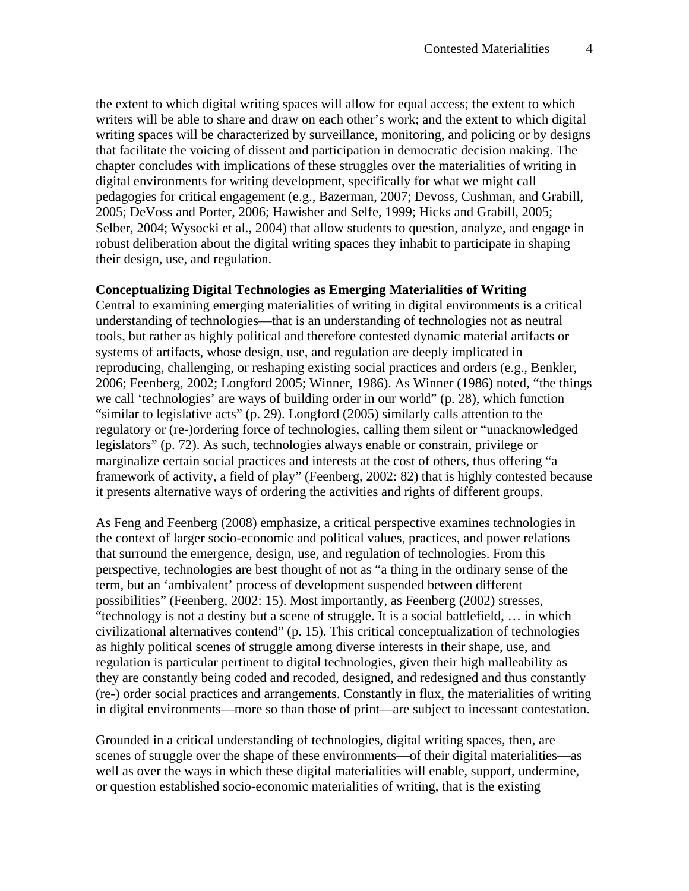the extent to which digital writing spaces will allow for equal access; the extent to which writers will be able to share and draw on each other's work; and the extent to which digital writing spaces will be characterized by surveillance, monitoring, and policing or by designs that facilitate the voicing of dissent and participation in democratic decision making. The chapter concludes with implications of these struggles over the materialities of writing in digital environments for writing development, specifically for what we might call pedagogies for critical engagement (e.g., Bazerman, 2007; Devoss, Cushman, and Grabill, 2005; DeVoss and Porter, 2006; Hawisher and Selfe, 1999; Hicks and Grabill, 2005; Selber, 2004; Wysocki et al., 2004) that allow students to question, analyze, and engage in robust deliberation about the digital writing spaces they inhabit to participate in shaping their design, use, and regulation.

**Conceptualizing Digital Technologies as Emerging Materialities of Writing**

Central to examining emerging materialities of writing in digital environments is a critical understanding of technologies—that is an understanding of technologies not as neutral tools, but rather as highly political and therefore contested dynamic material artifacts or systems of artifacts, whose design, use, and regulation are deeply implicated in reproducing, challenging, or reshaping existing social practices and orders (e.g., Benkler, 2006; Feenberg, 2002; Longford 2005; Winner, 1986). As Winner (1986) noted, "the things we call 'technologies' are ways of building order in our world" (p. 28), which function "similar to legislative acts" (p. 29). Longford (2005) similarly calls attention to the regulatory or (re-)ordering force of technologies, calling them silent or "unacknowledged legislators" (p. 72). As such, technologies always enable or constrain, privilege or marginalize certain social practices and interests at the cost of others, thus offering "a framework of activity, a field of play" (Feenberg, 2002: 82) that is highly contested because it presents alternative ways of ordering the activities and rights of different groups.

As Feng and Feenberg (2008) emphasize, a critical perspective examines technologies in the context of larger socio-economic and political values, practices, and power relations that surround the emergence, design, use, and regulation of technologies. From this perspective, technologies are best thought of not as "a thing in the ordinary sense of the term, but an 'ambivalent' process of development suspended between different possibilities" (Feenberg, 2002: 15). Most importantly, as Feenberg (2002) stresses, "technology is not a destiny but a scene of struggle. It is a social battlefield, … in which civilizational alternatives contend" (p. 15). This critical conceptualization of technologies as highly political scenes of struggle among diverse interests in their shape, use, and regulation is particular pertinent to digital technologies, given their high malleability as they are constantly being coded and recoded, designed, and redesigned and thus constantly (re-) order social practices and arrangements. Constantly in flux, the materialities of writing in digital environments—more so than those of print—are subject to incessant contestation.

Grounded in a critical understanding of technologies, digital writing spaces, then, are scenes of struggle over the shape of these environments—of their digital materialities—as well as over the ways in which these digital materialities will enable, support, undermine, or question established socio-economic materialities of writing, that is the existing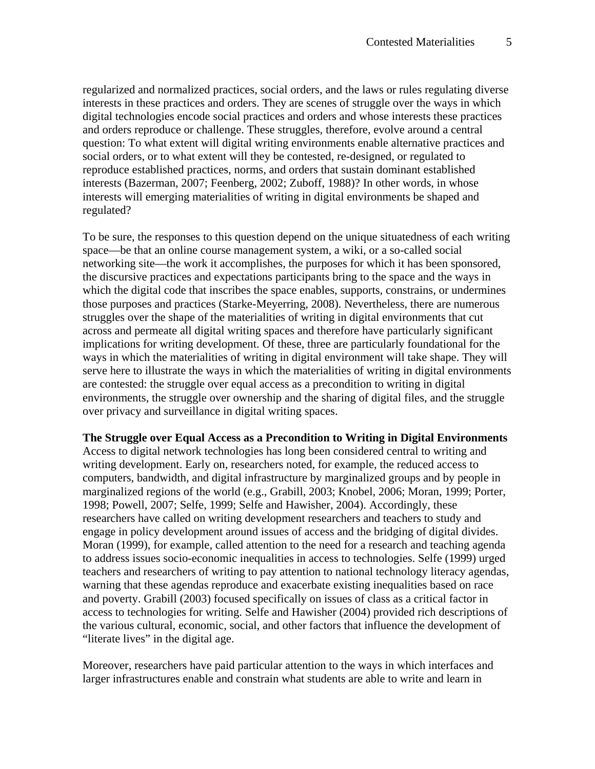regularized and normalized practices, social orders, and the laws or rules regulating diverse interests in these practices and orders. They are scenes of struggle over the ways in which digital technologies encode social practices and orders and whose interests these practices and orders reproduce or challenge. These struggles, therefore, evolve around a central question: To what extent will digital writing environments enable alternative practices and social orders, or to what extent will they be contested, re-designed, or regulated to reproduce established practices, norms, and orders that sustain dominant established interests (Bazerman, 2007; Feenberg, 2002; Zuboff, 1988)? In other words, in whose interests will emerging materialities of writing in digital environments be shaped and regulated?

To be sure, the responses to this question depend on the unique situatedness of each writing space—be that an online course management system, a wiki, or a so-called social networking site—the work it accomplishes, the purposes for which it has been sponsored, the discursive practices and expectations participants bring to the space and the ways in which the digital code that inscribes the space enables, supports, constrains, or undermines those purposes and practices (Starke-Meyerring, 2008). Nevertheless, there are numerous struggles over the shape of the materialities of writing in digital environments that cut across and permeate all digital writing spaces and therefore have particularly significant implications for writing development. Of these, three are particularly foundational for the ways in which the materialities of writing in digital environment will take shape. They will serve here to illustrate the ways in which the materialities of writing in digital environments are contested: the struggle over equal access as a precondition to writing in digital environments, the struggle over ownership and the sharing of digital files, and the struggle over privacy and surveillance in digital writing spaces.

**The Struggle over Equal Access as a Precondition to Writing in Digital Environments**

Access to digital network technologies has long been considered central to writing and writing development. Early on, researchers noted, for example, the reduced access to computers, bandwidth, and digital infrastructure by marginalized groups and by people in marginalized regions of the world (e.g., Grabill, 2003; Knobel, 2006; Moran, 1999; Porter, 1998; Powell, 2007; Selfe, 1999; Selfe and Hawisher, 2004). Accordingly, these researchers have called on writing development researchers and teachers to study and engage in policy development around issues of access and the bridging of digital divides. Moran (1999), for example, called attention to the need for a research and teaching agenda to address issues socio-economic inequalities in access to technologies. Selfe (1999) urged teachers and researchers of writing to pay attention to national technology literacy agendas, warning that these agendas reproduce and exacerbate existing inequalities based on race and poverty. Grabill (2003) focused specifically on issues of class as a critical factor in access to technologies for writing. Selfe and Hawisher (2004) provided rich descriptions of the various cultural, economic, social, and other factors that influence the development of "literate lives" in the digital age.

Moreover, researchers have paid particular attention to the ways in which interfaces and larger infrastructures enable and constrain what students are able to write and learn in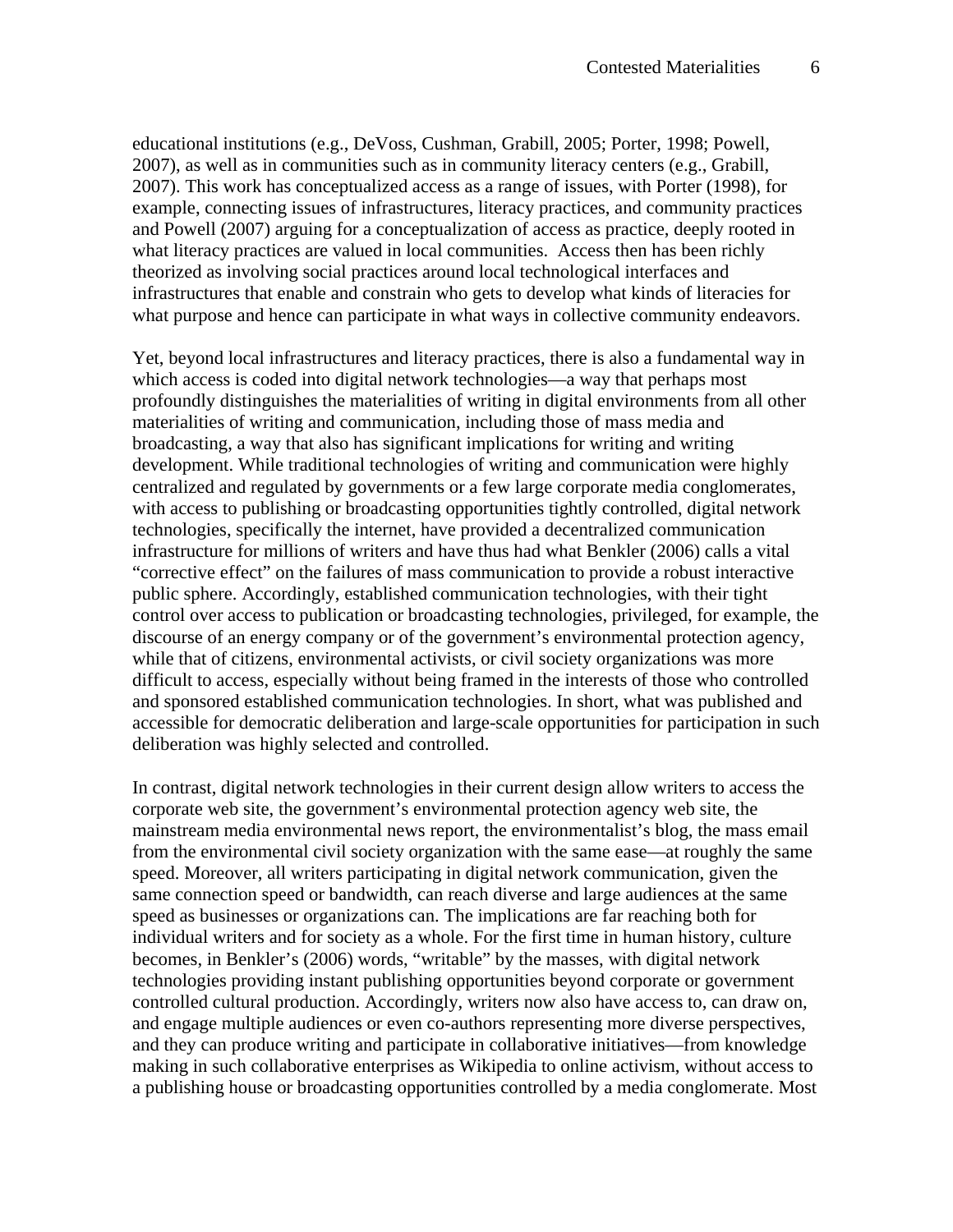educational institutions (e.g., DeVoss, Cushman, Grabill, 2005; Porter, 1998; Powell, 2007), as well as in communities such as in community literacy centers (e.g., Grabill, 2007). This work has conceptualized access as a range of issues, with Porter (1998), for example, connecting issues of infrastructures, literacy practices, and community practices and Powell (2007) arguing for a conceptualization of access as practice, deeply rooted in what literacy practices are valued in local communities. Access then has been richly theorized as involving social practices around local technological interfaces and infrastructures that enable and constrain who gets to develop what kinds of literacies for what purpose and hence can participate in what ways in collective community endeavors.

Yet, beyond local infrastructures and literacy practices, there is also a fundamental way in which access is coded into digital network technologies—a way that perhaps most profoundly distinguishes the materialities of writing in digital environments from all other materialities of writing and communication, including those of mass media and broadcasting, a way that also has significant implications for writing and writing development. While traditional technologies of writing and communication were highly centralized and regulated by governments or a few large corporate media conglomerates, with access to publishing or broadcasting opportunities tightly controlled, digital network technologies, specifically the internet, have provided a decentralized communication infrastructure for millions of writers and have thus had what Benkler (2006) calls a vital "corrective effect" on the failures of mass communication to provide a robust interactive public sphere. Accordingly, established communication technologies, with their tight control over access to publication or broadcasting technologies, privileged, for example, the discourse of an energy company or of the government's environmental protection agency, while that of citizens, environmental activists, or civil society organizations was more difficult to access, especially without being framed in the interests of those who controlled and sponsored established communication technologies. In short, what was published and accessible for democratic deliberation and large-scale opportunities for participation in such deliberation was highly selected and controlled.

In contrast, digital network technologies in their current design allow writers to access the corporate web site, the government's environmental protection agency web site, the mainstream media environmental news report, the environmentalist's blog, the mass email from the environmental civil society organization with the same ease—at roughly the same speed. Moreover, all writers participating in digital network communication, given the same connection speed or bandwidth, can reach diverse and large audiences at the same speed as businesses or organizations can. The implications are far reaching both for individual writers and for society as a whole. For the first time in human history, culture becomes, in Benkler's (2006) words, "writable" by the masses, with digital network technologies providing instant publishing opportunities beyond corporate or government controlled cultural production. Accordingly, writers now also have access to, can draw on, and engage multiple audiences or even co-authors representing more diverse perspectives, and they can produce writing and participate in collaborative initiatives—from knowledge making in such collaborative enterprises as Wikipedia to online activism, without access to a publishing house or broadcasting opportunities controlled by a media conglomerate. Most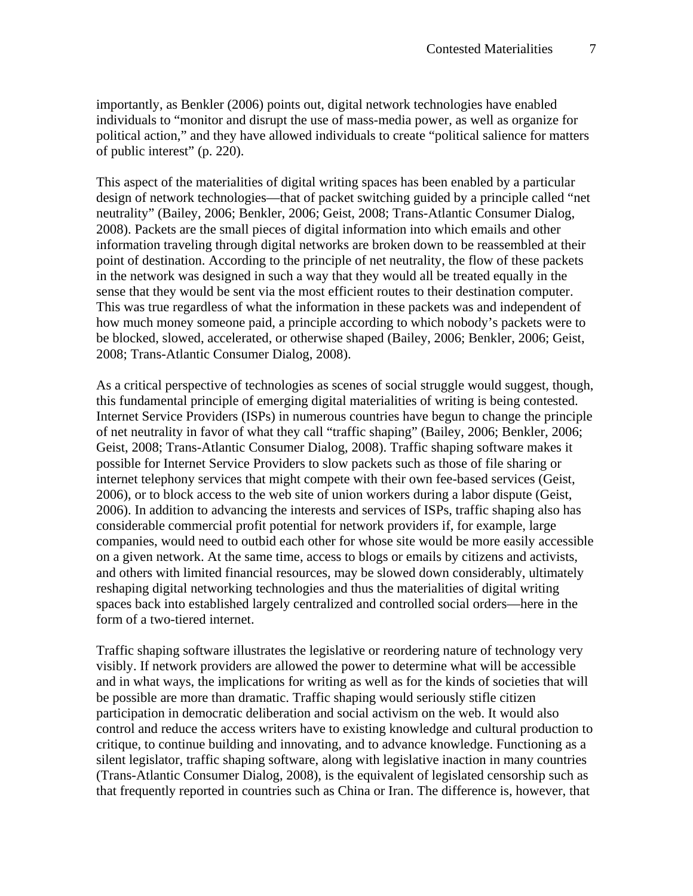importantly, as Benkler (2006) points out, digital network technologies have enabled individuals to "monitor and disrupt the use of mass-media power, as well as organize for political action," and they have allowed individuals to create "political salience for matters of public interest" (p. 220).

This aspect of the materialities of digital writing spaces has been enabled by a particular design of network technologies—that of packet switching guided by a principle called "net neutrality" (Bailey, 2006; Benkler, 2006; Geist, 2008; Trans-Atlantic Consumer Dialog, 2008). Packets are the small pieces of digital information into which emails and other information traveling through digital networks are broken down to be reassembled at their point of destination. According to the principle of net neutrality, the flow of these packets in the network was designed in such a way that they would all be treated equally in the sense that they would be sent via the most efficient routes to their destination computer. This was true regardless of what the information in these packets was and independent of how much money someone paid, a principle according to which nobody's packets were to be blocked, slowed, accelerated, or otherwise shaped (Bailey, 2006; Benkler, 2006; Geist, 2008; Trans-Atlantic Consumer Dialog, 2008).

As a critical perspective of technologies as scenes of social struggle would suggest, though, this fundamental principle of emerging digital materialities of writing is being contested. Internet Service Providers (ISPs) in numerous countries have begun to change the principle of net neutrality in favor of what they call "traffic shaping" (Bailey, 2006; Benkler, 2006; Geist, 2008; Trans-Atlantic Consumer Dialog, 2008). Traffic shaping software makes it possible for Internet Service Providers to slow packets such as those of file sharing or internet telephony services that might compete with their own fee-based services (Geist, 2006), or to block access to the web site of union workers during a labor dispute (Geist, 2006). In addition to advancing the interests and services of ISPs, traffic shaping also has considerable commercial profit potential for network providers if, for example, large companies, would need to outbid each other for whose site would be more easily accessible on a given network. At the same time, access to blogs or emails by citizens and activists, and others with limited financial resources, may be slowed down considerably, ultimately reshaping digital networking technologies and thus the materialities of digital writing spaces back into established largely centralized and controlled social orders—here in the form of a two-tiered internet.

Traffic shaping software illustrates the legislative or reordering nature of technology very visibly. If network providers are allowed the power to determine what will be accessible and in what ways, the implications for writing as well as for the kinds of societies that will be possible are more than dramatic. Traffic shaping would seriously stifle citizen participation in democratic deliberation and social activism on the web. It would also control and reduce the access writers have to existing knowledge and cultural production to critique, to continue building and innovating, and to advance knowledge. Functioning as a silent legislator, traffic shaping software, along with legislative inaction in many countries (Trans-Atlantic Consumer Dialog, 2008), is the equivalent of legislated censorship such as that frequently reported in countries such as China or Iran. The difference is, however, that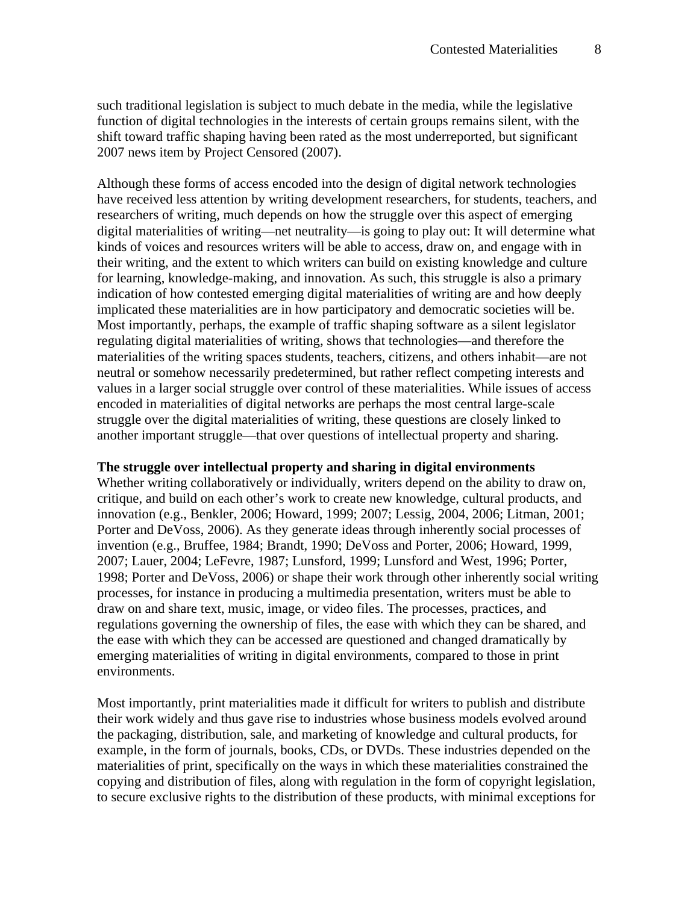such traditional legislation is subject to much debate in the media, while the legislative function of digital technologies in the interests of certain groups remains silent, with the shift toward traffic shaping having been rated as the most underreported, but significant 2007 news item by Project Censored (2007).

Although these forms of access encoded into the design of digital network technologies have received less attention by writing development researchers, for students, teachers, and researchers of writing, much depends on how the struggle over this aspect of emerging digital materialities of writing—net neutrality—is going to play out: It will determine what kinds of voices and resources writers will be able to access, draw on, and engage with in their writing, and the extent to which writers can build on existing knowledge and culture for learning, knowledge-making, and innovation. As such, this struggle is also a primary indication of how contested emerging digital materialities of writing are and how deeply implicated these materialities are in how participatory and democratic societies will be. Most importantly, perhaps, the example of traffic shaping software as a silent legislator regulating digital materialities of writing, shows that technologies—and therefore the materialities of the writing spaces students, teachers, citizens, and others inhabit—are not neutral or somehow necessarily predetermined, but rather reflect competing interests and values in a larger social struggle over control of these materialities. While issues of access encoded in materialities of digital networks are perhaps the most central large-scale struggle over the digital materialities of writing, these questions are closely linked to another important struggle—that over questions of intellectual property and sharing.

**The struggle over intellectual property and sharing in digital environments**

Whether writing collaboratively or individually, writers depend on the ability to draw on, critique, and build on each other's work to create new knowledge, cultural products, and innovation (e.g., Benkler, 2006; Howard, 1999; 2007; Lessig, 2004, 2006; Litman, 2001; Porter and DeVoss, 2006). As they generate ideas through inherently social processes of invention (e.g., Bruffee, 1984; Brandt, 1990; DeVoss and Porter, 2006; Howard, 1999, 2007; Lauer, 2004; LeFevre, 1987; Lunsford, 1999; Lunsford and West, 1996; Porter, 1998; Porter and DeVoss, 2006) or shape their work through other inherently social writing processes, for instance in producing a multimedia presentation, writers must be able to draw on and share text, music, image, or video files. The processes, practices, and regulations governing the ownership of files, the ease with which they can be shared, and the ease with which they can be accessed are questioned and changed dramatically by emerging materialities of writing in digital environments, compared to those in print environments.

Most importantly, print materialities made it difficult for writers to publish and distribute their work widely and thus gave rise to industries whose business models evolved around the packaging, distribution, sale, and marketing of knowledge and cultural products, for example, in the form of journals, books, CDs, or DVDs. These industries depended on the materialities of print, specifically on the ways in which these materialities constrained the copying and distribution of files, along with regulation in the form of copyright legislation, to secure exclusive rights to the distribution of these products, with minimal exceptions for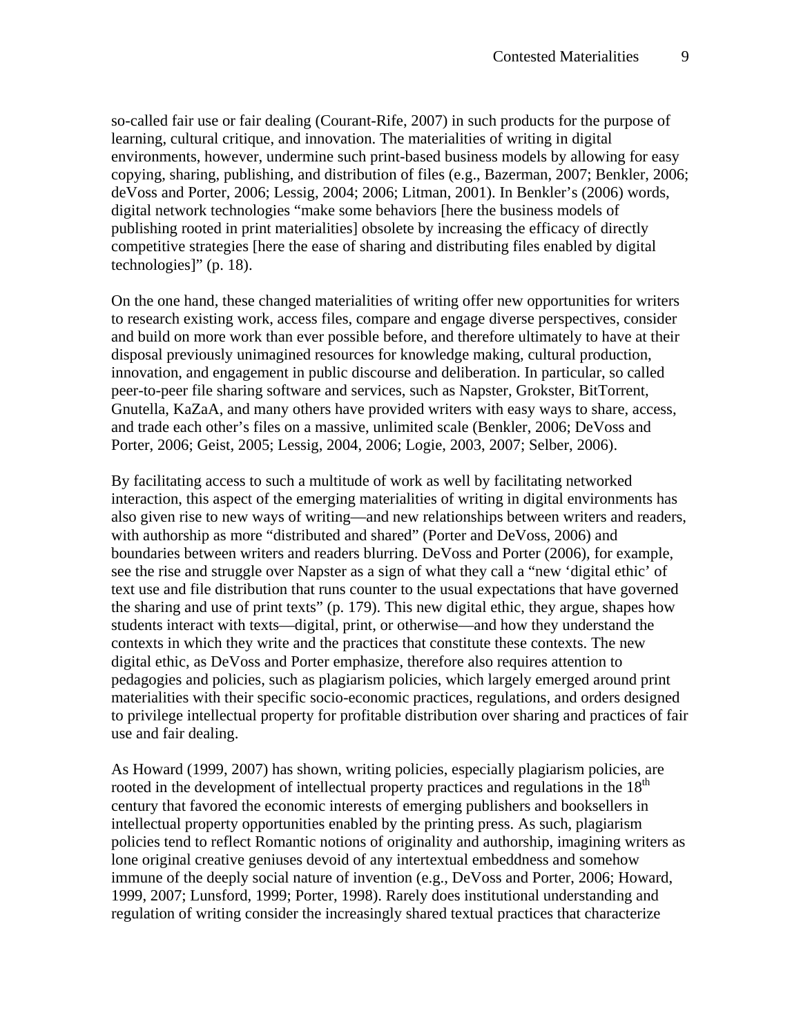so-called fair use or fair dealing (Courant-Rife, 2007) in such products for the purpose of learning, cultural critique, and innovation. The materialities of writing in digital environments, however, undermine such print-based business models by allowing for easy copying, sharing, publishing, and distribution of files (e.g., Bazerman, 2007; Benkler, 2006; deVoss and Porter, 2006; Lessig, 2004; 2006; Litman, 2001). In Benkler's (2006) words, digital network technologies "make some behaviors [here the business models of publishing rooted in print materialities] obsolete by increasing the efficacy of directly competitive strategies [here the ease of sharing and distributing files enabled by digital technologies]" (p. 18).

On the one hand, these changed materialities of writing offer new opportunities for writers to research existing work, access files, compare and engage diverse perspectives, consider and build on more work than ever possible before, and therefore ultimately to have at their disposal previously unimagined resources for knowledge making, cultural production, innovation, and engagement in public discourse and deliberation. In particular, so called peer-to-peer file sharing software and services, such as Napster, Grokster, BitTorrent, Gnutella, KaZaA, and many others have provided writers with easy ways to share, access, and trade each other's files on a massive, unlimited scale (Benkler, 2006; DeVoss and Porter, 2006; Geist, 2005; Lessig, 2004, 2006; Logie, 2003, 2007; Selber, 2006).

By facilitating access to such a multitude of work as well by facilitating networked interaction, this aspect of the emerging materialities of writing in digital environments has also given rise to new ways of writing—and new relationships between writers and readers, with authorship as more "distributed and shared" (Porter and DeVoss, 2006) and boundaries between writers and readers blurring. DeVoss and Porter (2006), for example, see the rise and struggle over Napster as a sign of what they call a "new 'digital ethic' of text use and file distribution that runs counter to the usual expectations that have governed the sharing and use of print texts" (p. 179). This new digital ethic, they argue, shapes how students interact with texts—digital, print, or otherwise—and how they understand the contexts in which they write and the practices that constitute these contexts. The new digital ethic, as DeVoss and Porter emphasize, therefore also requires attention to pedagogies and policies, such as plagiarism policies, which largely emerged around print materialities with their specific socio-economic practices, regulations, and orders designed to privilege intellectual property for profitable distribution over sharing and practices of fair use and fair dealing.

As Howard (1999, 2007) has shown, writing policies, especially plagiarism policies, are rooted in the development of intellectual property practices and regulations in the 18th century that favored the economic interests of emerging publishers and booksellers in intellectual property opportunities enabled by the printing press. As such, plagiarism policies tend to reflect Romantic notions of originality and authorship, imagining writers as lone original creative geniuses devoid of any intertextual embeddness and somehow immune of the deeply social nature of invention (e.g., DeVoss and Porter, 2006; Howard, 1999, 2007; Lunsford, 1999; Porter, 1998). Rarely does institutional understanding and regulation of writing consider the increasingly shared textual practices that characterize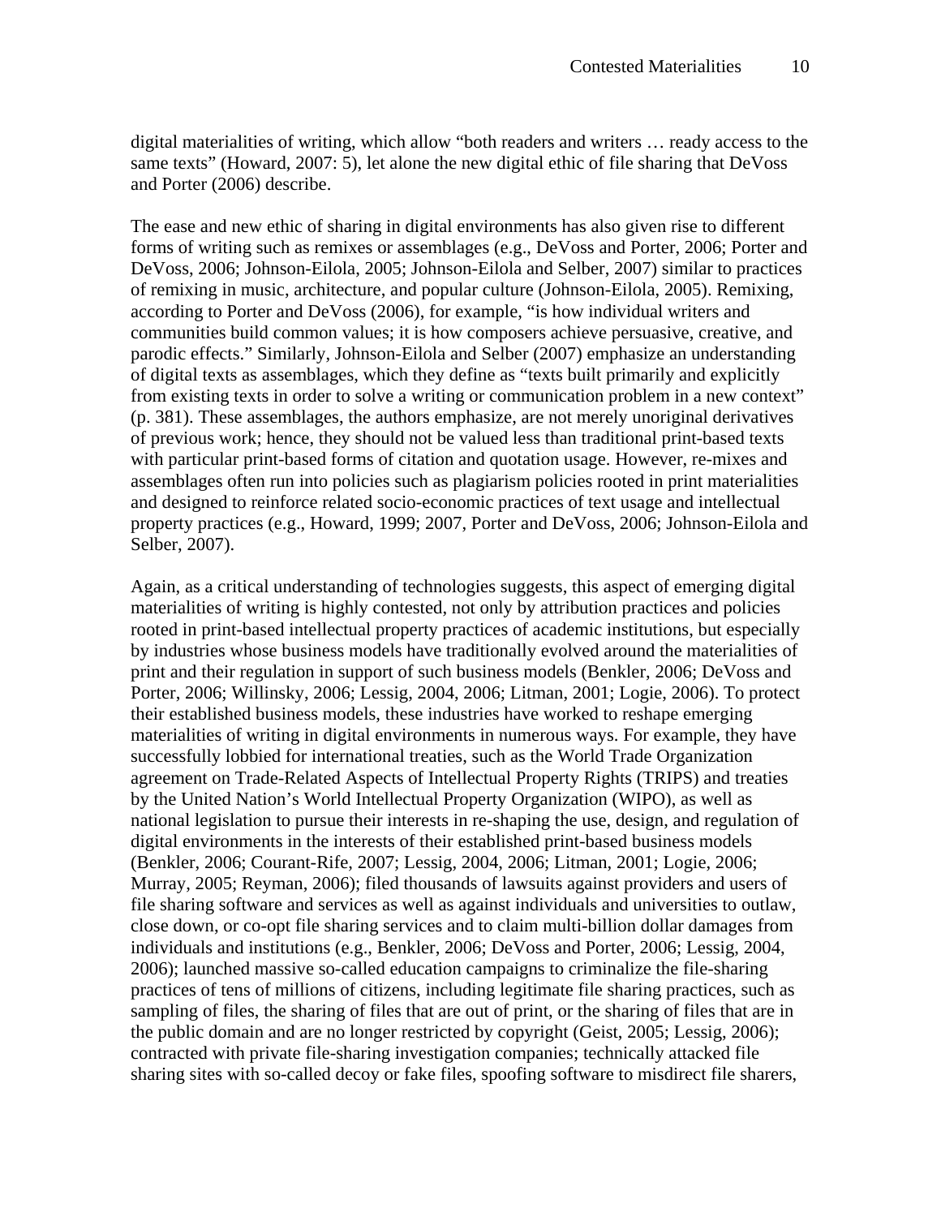digital materialities of writing, which allow "both readers and writers … ready access to the same texts" (Howard, 2007: 5), let alone the new digital ethic of file sharing that DeVoss and Porter (2006) describe.

The ease and new ethic of sharing in digital environments has also given rise to different forms of writing such as remixes or assemblages (e.g., DeVoss and Porter, 2006; Porter and DeVoss, 2006; Johnson-Eilola, 2005; Johnson-Eilola and Selber, 2007) similar to practices of remixing in music, architecture, and popular culture (Johnson-Eilola, 2005). Remixing, according to Porter and DeVoss (2006), for example, "is how individual writers and communities build common values; it is how composers achieve persuasive, creative, and parodic effects." Similarly, Johnson-Eilola and Selber (2007) emphasize an understanding of digital texts as assemblages, which they define as "texts built primarily and explicitly from existing texts in order to solve a writing or communication problem in a new context" (p. 381). These assemblages, the authors emphasize, are not merely unoriginal derivatives of previous work; hence, they should not be valued less than traditional print-based texts with particular print-based forms of citation and quotation usage. However, re-mixes and assemblages often run into policies such as plagiarism policies rooted in print materialities and designed to reinforce related socio-economic practices of text usage and intellectual property practices (e.g., Howard, 1999; 2007, Porter and DeVoss, 2006; Johnson-Eilola and Selber, 2007).

Again, as a critical understanding of technologies suggests, this aspect of emerging digital materialities of writing is highly contested, not only by attribution practices and policies rooted in print-based intellectual property practices of academic institutions, but especially by industries whose business models have traditionally evolved around the materialities of print and their regulation in support of such business models (Benkler, 2006; DeVoss and Porter, 2006; Willinsky, 2006; Lessig, 2004, 2006; Litman, 2001; Logie, 2006). To protect their established business models, these industries have worked to reshape emerging materialities of writing in digital environments in numerous ways. For example, they have successfully lobbied for international treaties, such as the World Trade Organization agreement on Trade-Related Aspects of Intellectual Property Rights (TRIPS) and treaties by the United Nation's World Intellectual Property Organization (WIPO), as well as national legislation to pursue their interests in re-shaping the use, design, and regulation of digital environments in the interests of their established print-based business models (Benkler, 2006; Courant-Rife, 2007; Lessig, 2004, 2006; Litman, 2001; Logie, 2006; Murray, 2005; Reyman, 2006); filed thousands of lawsuits against providers and users of file sharing software and services as well as against individuals and universities to outlaw, close down, or co-opt file sharing services and to claim multi-billion dollar damages from individuals and institutions (e.g., Benkler, 2006; DeVoss and Porter, 2006; Lessig, 2004, 2006); launched massive so-called education campaigns to criminalize the file-sharing practices of tens of millions of citizens, including legitimate file sharing practices, such as sampling of files, the sharing of files that are out of print, or the sharing of files that are in the public domain and are no longer restricted by copyright (Geist, 2005; Lessig, 2006); contracted with private file-sharing investigation companies; technically attacked file sharing sites with so-called decoy or fake files, spoofing software to misdirect file sharers,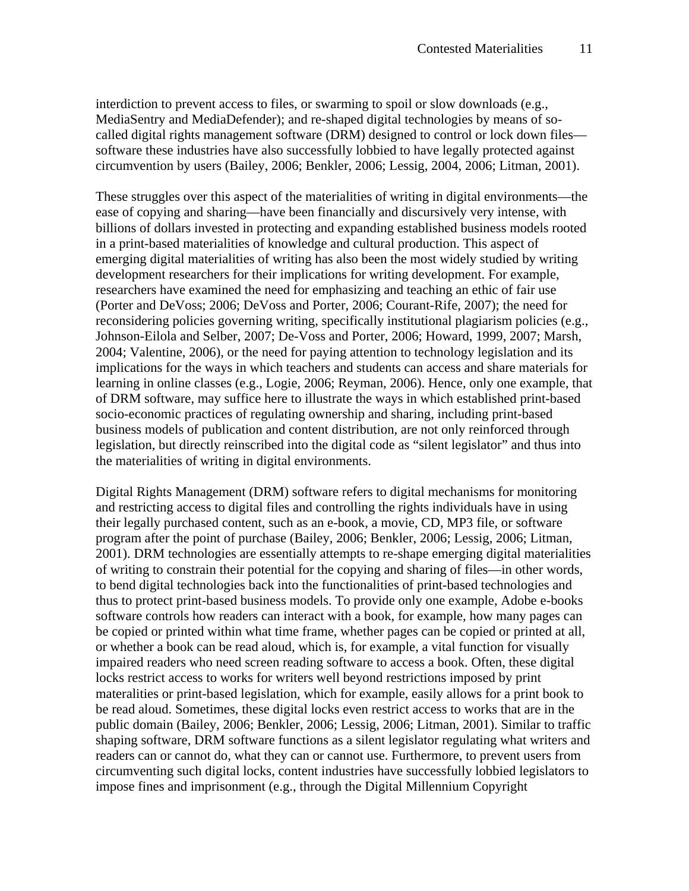interdiction to prevent access to files, or swarming to spoil or slow downloads (e.g., MediaSentry and MediaDefender); and re-shaped digital technologies by means of so-called digital rights management software (DRM) designed to control or lock down files—software these industries have also successfully lobbied to have legally protected against circumvention by users (Bailey, 2006; Benkler, 2006; Lessig, 2004, 2006; Litman, 2001).

These struggles over this aspect of the materialities of writing in digital environments—the ease of copying and sharing—have been financially and discursively very intense, with billions of dollars invested in protecting and expanding established business models rooted in a print-based materialities of knowledge and cultural production. This aspect of emerging digital materialities of writing has also been the most widely studied by writing development researchers for their implications for writing development. For example, researchers have examined the need for emphasizing and teaching an ethic of fair use (Porter and DeVoss; 2006; DeVoss and Porter, 2006; Courant-Rife, 2007); the need for reconsidering policies governing writing, specifically institutional plagiarism policies (e.g., Johnson-Eilola and Selber, 2007; De-Voss and Porter, 2006; Howard, 1999, 2007; Marsh, 2004; Valentine, 2006), or the need for paying attention to technology legislation and its implications for the ways in which teachers and students can access and share materials for learning in online classes (e.g., Logie, 2006; Reyman, 2006). Hence, only one example, that of DRM software, may suffice here to illustrate the ways in which established print-based socio-economic practices of regulating ownership and sharing, including print-based business models of publication and content distribution, are not only reinforced through legislation, but directly reinscribed into the digital code as "silent legislator" and thus into the materialities of writing in digital environments.

Digital Rights Management (DRM) software refers to digital mechanisms for monitoring and restricting access to digital files and controlling the rights individuals have in using their legally purchased content, such as an e-book, a movie, CD, MP3 file, or software program after the point of purchase (Bailey, 2006; Benkler, 2006; Lessig, 2006; Litman, 2001). DRM technologies are essentially attempts to re-shape emerging digital materialities of writing to constrain their potential for the copying and sharing of files—in other words, to bend digital technologies back into the functionalities of print-based technologies and thus to protect print-based business models. To provide only one example, Adobe e-books software controls how readers can interact with a book, for example, how many pages can be copied or printed within what time frame, whether pages can be copied or printed at all, or whether a book can be read aloud, which is, for example, a vital function for visually impaired readers who need screen reading software to access a book. Often, these digital locks restrict access to works for writers well beyond restrictions imposed by print materalities or print-based legislation, which for example, easily allows for a print book to be read aloud. Sometimes, these digital locks even restrict access to works that are in the public domain (Bailey, 2006; Benkler, 2006; Lessig, 2006; Litman, 2001). Similar to traffic shaping software, DRM software functions as a silent legislator regulating what writers and readers can or cannot do, what they can or cannot use. Furthermore, to prevent users from circumventing such digital locks, content industries have successfully lobbied legislators to impose fines and imprisonment (e.g., through the Digital Millennium Copyright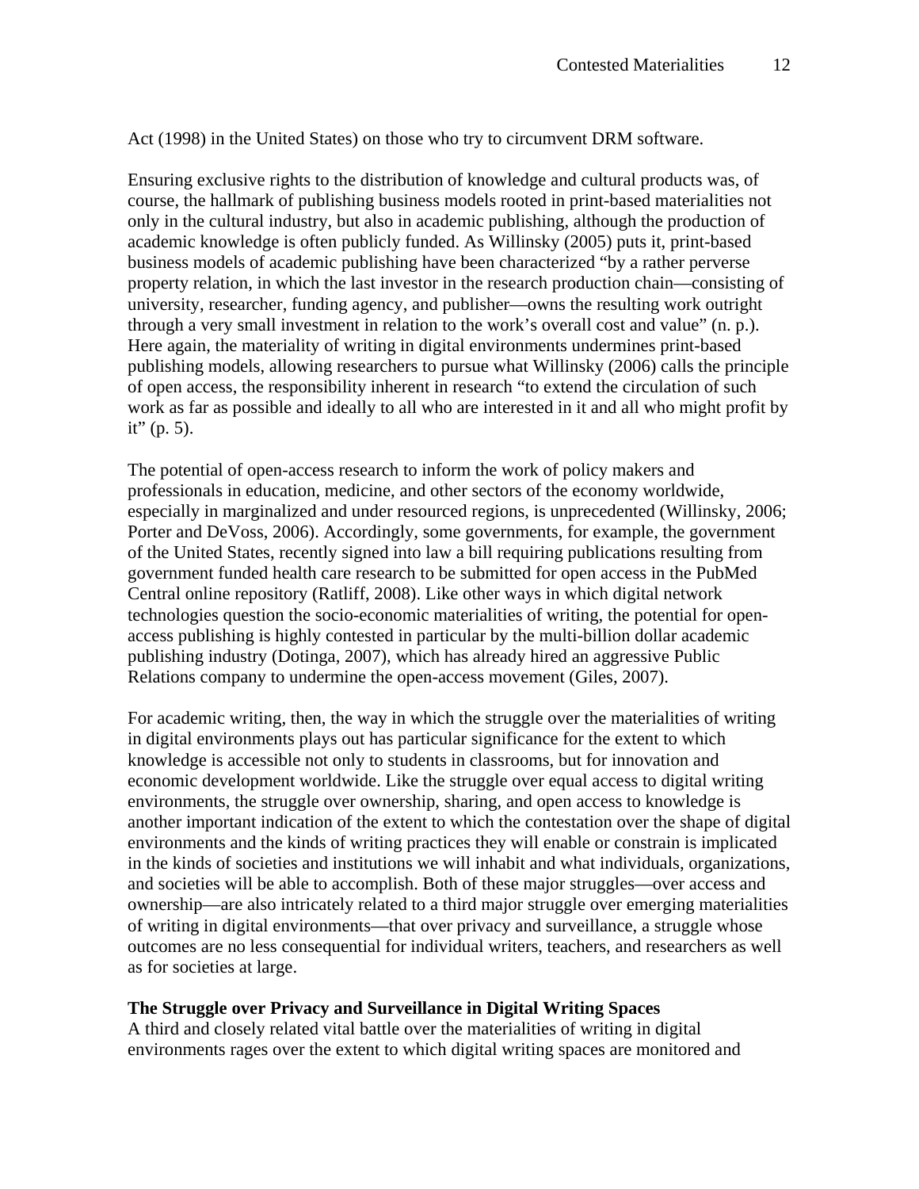Act (1998) in the United States) on those who try to circumvent DRM software.

Ensuring exclusive rights to the distribution of knowledge and cultural products was, of course, the hallmark of publishing business models rooted in print-based materialities not only in the cultural industry, but also in academic publishing, although the production of academic knowledge is often publicly funded. As Willinsky (2005) puts it, print-based business models of academic publishing have been characterized "by a rather perverse property relation, in which the last investor in the research production chain—consisting of university, researcher, funding agency, and publisher—owns the resulting work outright through a very small investment in relation to the work's overall cost and value" (n. p.). Here again, the materiality of writing in digital environments undermines print-based publishing models, allowing researchers to pursue what Willinsky (2006) calls the principle of open access, the responsibility inherent in research "to extend the circulation of such work as far as possible and ideally to all who are interested in it and all who might profit by it" (p. 5).

The potential of open-access research to inform the work of policy makers and professionals in education, medicine, and other sectors of the economy worldwide, especially in marginalized and under resourced regions, is unprecedented (Willinsky, 2006; Porter and DeVoss, 2006). Accordingly, some governments, for example, the government of the United States, recently signed into law a bill requiring publications resulting from government funded health care research to be submitted for open access in the PubMed Central online repository (Ratliff, 2008). Like other ways in which digital network technologies question the socio-economic materialities of writing, the potential for open-access publishing is highly contested in particular by the multi-billion dollar academic publishing industry (Dotinga, 2007), which has already hired an aggressive Public Relations company to undermine the open-access movement (Giles, 2007).

For academic writing, then, the way in which the struggle over the materialities of writing in digital environments plays out has particular significance for the extent to which knowledge is accessible not only to students in classrooms, but for innovation and economic development worldwide. Like the struggle over equal access to digital writing environments, the struggle over ownership, sharing, and open access to knowledge is another important indication of the extent to which the contestation over the shape of digital environments and the kinds of writing practices they will enable or constrain is implicated in the kinds of societies and institutions we will inhabit and what individuals, organizations, and societies will be able to accomplish. Both of these major struggles—over access and ownership—are also intricately related to a third major struggle over emerging materialities of writing in digital environments—that over privacy and surveillance, a struggle whose outcomes are no less consequential for individual writers, teachers, and researchers as well as for societies at large.

**The Struggle over Privacy and Surveillance in Digital Writing Spaces**

A third and closely related vital battle over the materialities of writing in digital environments rages over the extent to which digital writing spaces are monitored and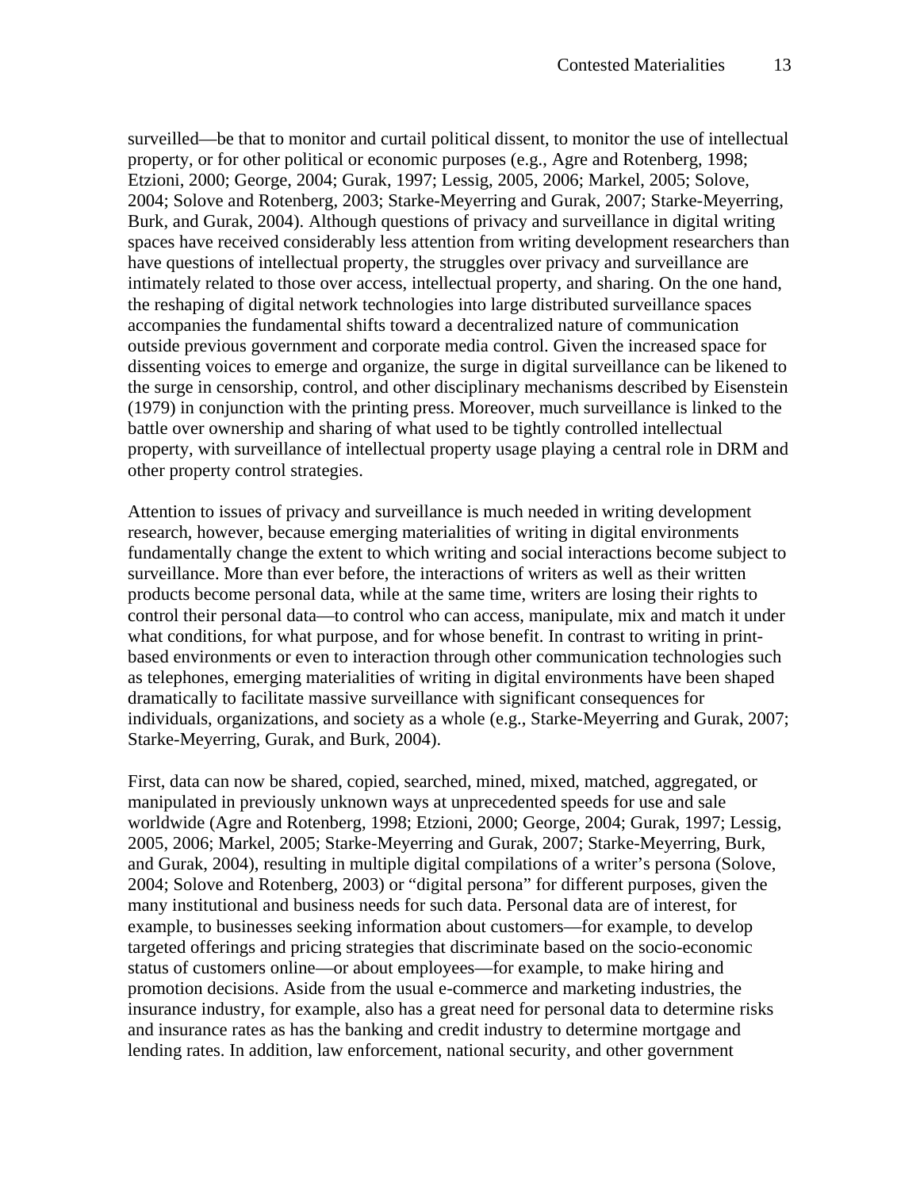surveilled—be that to monitor and curtail political dissent, to monitor the use of intellectual property, or for other political or economic purposes (e.g., Agre and Rotenberg, 1998; Etzioni, 2000; George, 2004; Gurak, 1997; Lessig, 2005, 2006; Markel, 2005; Solove, 2004; Solove and Rotenberg, 2003; Starke-Meyerring and Gurak, 2007; Starke-Meyerring, Burk, and Gurak, 2004). Although questions of privacy and surveillance in digital writing spaces have received considerably less attention from writing development researchers than have questions of intellectual property, the struggles over privacy and surveillance are intimately related to those over access, intellectual property, and sharing. On the one hand, the reshaping of digital network technologies into large distributed surveillance spaces accompanies the fundamental shifts toward a decentralized nature of communication outside previous government and corporate media control. Given the increased space for dissenting voices to emerge and organize, the surge in digital surveillance can be likened to the surge in censorship, control, and other disciplinary mechanisms described by Eisenstein (1979) in conjunction with the printing press. Moreover, much surveillance is linked to the battle over ownership and sharing of what used to be tightly controlled intellectual property, with surveillance of intellectual property usage playing a central role in DRM and other property control strategies.

Attention to issues of privacy and surveillance is much needed in writing development research, however, because emerging materialities of writing in digital environments fundamentally change the extent to which writing and social interactions become subject to surveillance. More than ever before, the interactions of writers as well as their written products become personal data, while at the same time, writers are losing their rights to control their personal data—to control who can access, manipulate, mix and match it under what conditions, for what purpose, and for whose benefit. In contrast to writing in print-based environments or even to interaction through other communication technologies such as telephones, emerging materialities of writing in digital environments have been shaped dramatically to facilitate massive surveillance with significant consequences for individuals, organizations, and society as a whole (e.g., Starke-Meyerring and Gurak, 2007; Starke-Meyerring, Gurak, and Burk, 2004).

First, data can now be shared, copied, searched, mined, mixed, matched, aggregated, or manipulated in previously unknown ways at unprecedented speeds for use and sale worldwide (Agre and Rotenberg, 1998; Etzioni, 2000; George, 2004; Gurak, 1997; Lessig, 2005, 2006; Markel, 2005; Starke-Meyerring and Gurak, 2007; Starke-Meyerring, Burk, and Gurak, 2004), resulting in multiple digital compilations of a writer's persona (Solove, 2004; Solove and Rotenberg, 2003) or "digital persona" for different purposes, given the many institutional and business needs for such data. Personal data are of interest, for example, to businesses seeking information about customers—for example, to develop targeted offerings and pricing strategies that discriminate based on the socio-economic status of customers online—or about employees—for example, to make hiring and promotion decisions. Aside from the usual e-commerce and marketing industries, the insurance industry, for example, also has a great need for personal data to determine risks and insurance rates as has the banking and credit industry to determine mortgage and lending rates. In addition, law enforcement, national security, and other government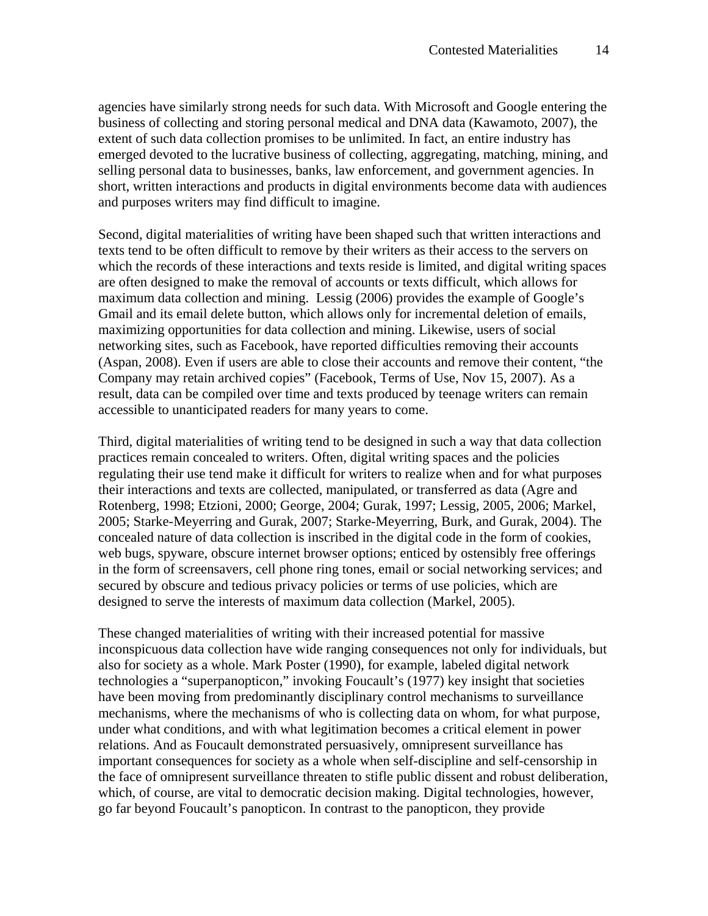agencies have similarly strong needs for such data. With Microsoft and Google entering the business of collecting and storing personal medical and DNA data (Kawamoto, 2007), the extent of such data collection promises to be unlimited. In fact, an entire industry has emerged devoted to the lucrative business of collecting, aggregating, matching, mining, and selling personal data to businesses, banks, law enforcement, and government agencies. In short, written interactions and products in digital environments become data with audiences and purposes writers may find difficult to imagine.

Second, digital materialities of writing have been shaped such that written interactions and texts tend to be often difficult to remove by their writers as their access to the servers on which the records of these interactions and texts reside is limited, and digital writing spaces are often designed to make the removal of accounts or texts difficult, which allows for maximum data collection and mining. Lessig (2006) provides the example of Google's Gmail and its email delete button, which allows only for incremental deletion of emails, maximizing opportunities for data collection and mining. Likewise, users of social networking sites, such as Facebook, have reported difficulties removing their accounts (Aspan, 2008). Even if users are able to close their accounts and remove their content, "the Company may retain archived copies" (Facebook, Terms of Use, Nov 15, 2007). As a result, data can be compiled over time and texts produced by teenage writers can remain accessible to unanticipated readers for many years to come.

Third, digital materialities of writing tend to be designed in such a way that data collection practices remain concealed to writers. Often, digital writing spaces and the policies regulating their use tend make it difficult for writers to realize when and for what purposes their interactions and texts are collected, manipulated, or transferred as data (Agre and Rotenberg, 1998; Etzioni, 2000; George, 2004; Gurak, 1997; Lessig, 2005, 2006; Markel, 2005; Starke-Meyerring and Gurak, 2007; Starke-Meyerring, Burk, and Gurak, 2004). The concealed nature of data collection is inscribed in the digital code in the form of cookies, web bugs, spyware, obscure internet browser options; enticed by ostensibly free offerings in the form of screensavers, cell phone ring tones, email or social networking services; and secured by obscure and tedious privacy policies or terms of use policies, which are designed to serve the interests of maximum data collection (Markel, 2005).

These changed materialities of writing with their increased potential for massive inconspicuous data collection have wide ranging consequences not only for individuals, but also for society as a whole. Mark Poster (1990), for example, labeled digital network technologies a "superpanopticon," invoking Foucault's (1977) key insight that societies have been moving from predominantly disciplinary control mechanisms to surveillance mechanisms, where the mechanisms of who is collecting data on whom, for what purpose, under what conditions, and with what legitimation becomes a critical element in power relations. And as Foucault demonstrated persuasively, omnipresent surveillance has important consequences for society as a whole when self-discipline and self-censorship in the face of omnipresent surveillance threaten to stifle public dissent and robust deliberation, which, of course, are vital to democratic decision making. Digital technologies, however, go far beyond Foucault's panopticon. In contrast to the panopticon, they provide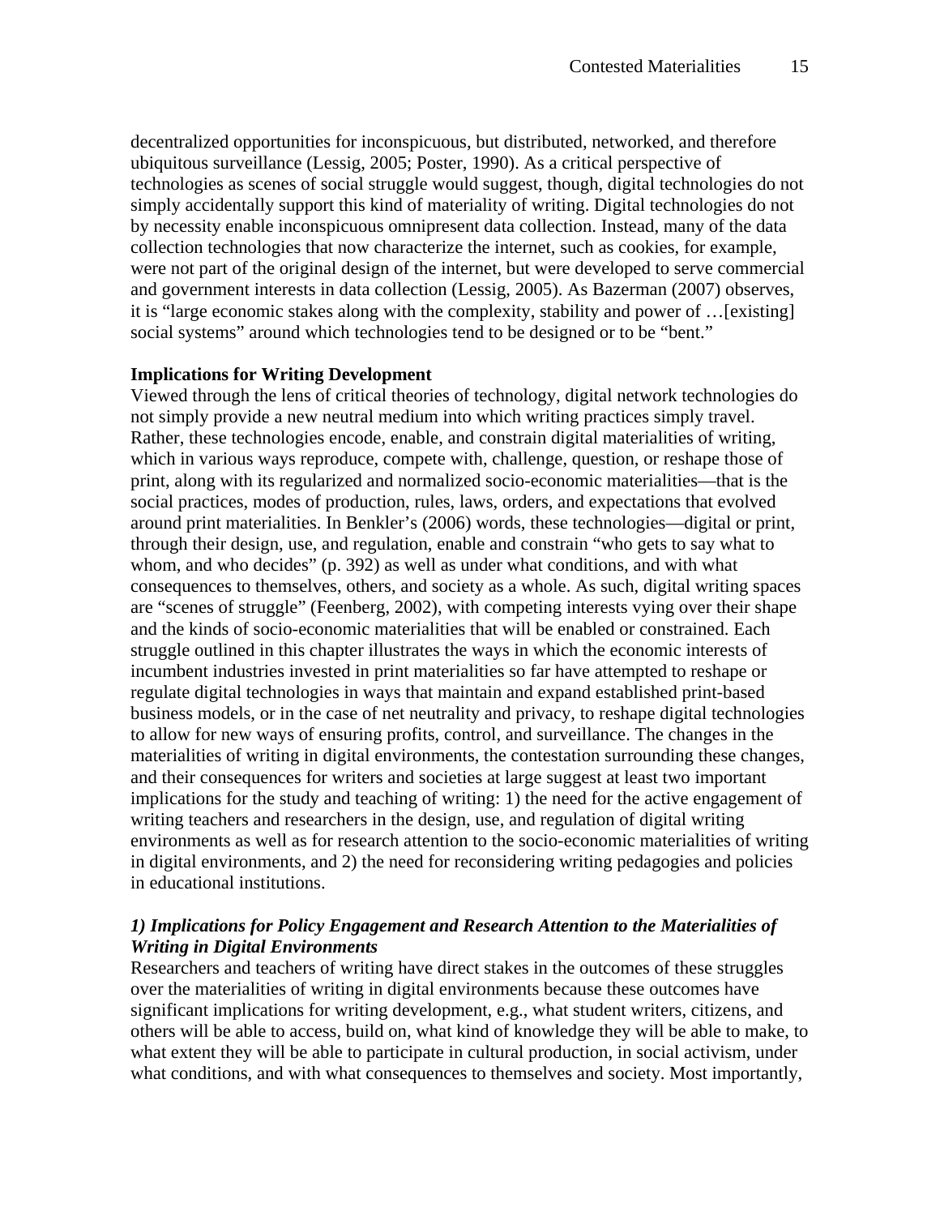decentralized opportunities for inconspicuous, but distributed, networked, and therefore ubiquitous surveillance (Lessig, 2005; Poster, 1990). As a critical perspective of technologies as scenes of social struggle would suggest, though, digital technologies do not simply accidentally support this kind of materiality of writing. Digital technologies do not by necessity enable inconspicuous omnipresent data collection. Instead, many of the data collection technologies that now characterize the internet, such as cookies, for example, were not part of the original design of the internet, but were developed to serve commercial and government interests in data collection (Lessig, 2005). As Bazerman (2007) observes, it is "large economic stakes along with the complexity, stability and power of …[existing] social systems" around which technologies tend to be designed or to be "bent."

## Implications for Writing Development

Viewed through the lens of critical theories of technology, digital network technologies do not simply provide a new neutral medium into which writing practices simply travel. Rather, these technologies encode, enable, and constrain digital materialities of writing, which in various ways reproduce, compete with, challenge, question, or reshape those of print, along with its regularized and normalized socio-economic materialities—that is the social practices, modes of production, rules, laws, orders, and expectations that evolved around print materialities. In Benkler's (2006) words, these technologies—digital or print, through their design, use, and regulation, enable and constrain "who gets to say what to whom, and who decides" (p. 392) as well as under what conditions, and with what consequences to themselves, others, and society as a whole. As such, digital writing spaces are "scenes of struggle" (Feenberg, 2002), with competing interests vying over their shape and the kinds of socio-economic materialities that will be enabled or constrained. Each struggle outlined in this chapter illustrates the ways in which the economic interests of incumbent industries invested in print materialities so far have attempted to reshape or regulate digital technologies in ways that maintain and expand established print-based business models, or in the case of net neutrality and privacy, to reshape digital technologies to allow for new ways of ensuring profits, control, and surveillance. The changes in the materialities of writing in digital environments, the contestation surrounding these changes, and their consequences for writers and societies at large suggest at least two important implications for the study and teaching of writing: 1) the need for the active engagement of writing teachers and researchers in the design, use, and regulation of digital writing environments as well as for research attention to the socio-economic materialities of writing in digital environments, and 2) the need for reconsidering writing pedagogies and policies in educational institutions.

### *1) Implications for Policy Engagement and Research Attention to the Materialities of Writing in Digital Environments*

Researchers and teachers of writing have direct stakes in the outcomes of these struggles over the materialities of writing in digital environments because these outcomes have significant implications for writing development, e.g., what student writers, citizens, and others will be able to access, build on, what kind of knowledge they will be able to make, to what extent they will be able to participate in cultural production, in social activism, under what conditions, and with what consequences to themselves and society. Most importantly,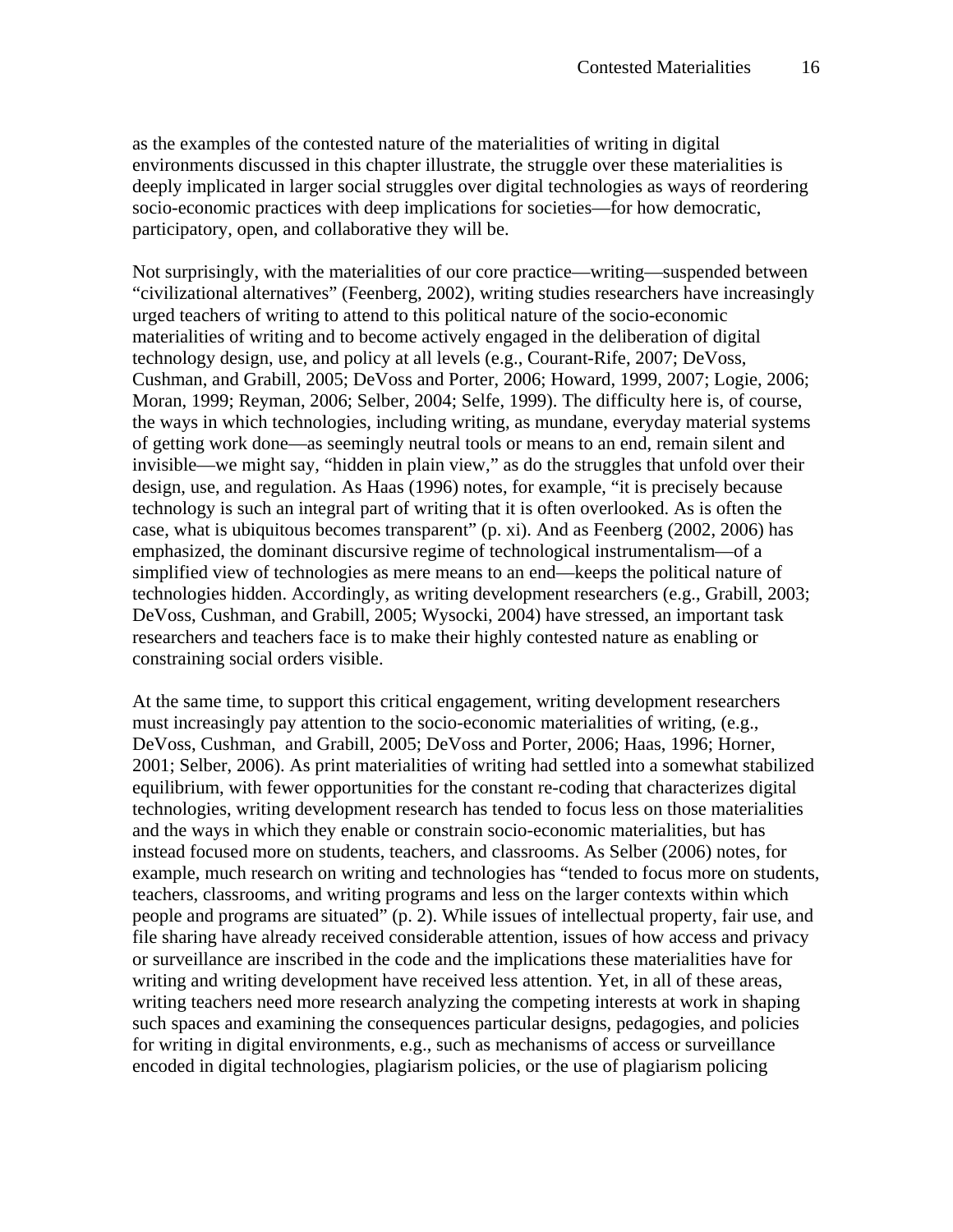as the examples of the contested nature of the materialities of writing in digital environments discussed in this chapter illustrate, the struggle over these materialities is deeply implicated in larger social struggles over digital technologies as ways of reordering socio-economic practices with deep implications for societies—for how democratic, participatory, open, and collaborative they will be.

Not surprisingly, with the materialities of our core practice—writing—suspended between "civilizational alternatives" (Feenberg, 2002), writing studies researchers have increasingly urged teachers of writing to attend to this political nature of the socio-economic materialities of writing and to become actively engaged in the deliberation of digital technology design, use, and policy at all levels (e.g., Courant-Rife, 2007; DeVoss, Cushman, and Grabill, 2005; DeVoss and Porter, 2006; Howard, 1999, 2007; Logie, 2006; Moran, 1999; Reyman, 2006; Selber, 2004; Selfe, 1999). The difficulty here is, of course, the ways in which technologies, including writing, as mundane, everyday material systems of getting work done—as seemingly neutral tools or means to an end, remain silent and invisible—we might say, "hidden in plain view," as do the struggles that unfold over their design, use, and regulation. As Haas (1996) notes, for example, "it is precisely because technology is such an integral part of writing that it is often overlooked. As is often the case, what is ubiquitous becomes transparent" (p. xi). And as Feenberg (2002, 2006) has emphasized, the dominant discursive regime of technological instrumentalism—of a simplified view of technologies as mere means to an end—keeps the political nature of technologies hidden. Accordingly, as writing development researchers (e.g., Grabill, 2003; DeVoss, Cushman, and Grabill, 2005; Wysocki, 2004) have stressed, an important task researchers and teachers face is to make their highly contested nature as enabling or constraining social orders visible.

At the same time, to support this critical engagement, writing development researchers must increasingly pay attention to the socio-economic materialities of writing, (e.g., DeVoss, Cushman, and Grabill, 2005; DeVoss and Porter, 2006; Haas, 1996; Horner, 2001; Selber, 2006). As print materialities of writing had settled into a somewhat stabilized equilibrium, with fewer opportunities for the constant re-coding that characterizes digital technologies, writing development research has tended to focus less on those materialities and the ways in which they enable or constrain socio-economic materialities, but has instead focused more on students, teachers, and classrooms. As Selber (2006) notes, for example, much research on writing and technologies has "tended to focus more on students, teachers, classrooms, and writing programs and less on the larger contexts within which people and programs are situated" (p. 2). While issues of intellectual property, fair use, and file sharing have already received considerable attention, issues of how access and privacy or surveillance are inscribed in the code and the implications these materialities have for writing and writing development have received less attention. Yet, in all of these areas, writing teachers need more research analyzing the competing interests at work in shaping such spaces and examining the consequences particular designs, pedagogies, and policies for writing in digital environments, e.g., such as mechanisms of access or surveillance encoded in digital technologies, plagiarism policies, or the use of plagiarism policing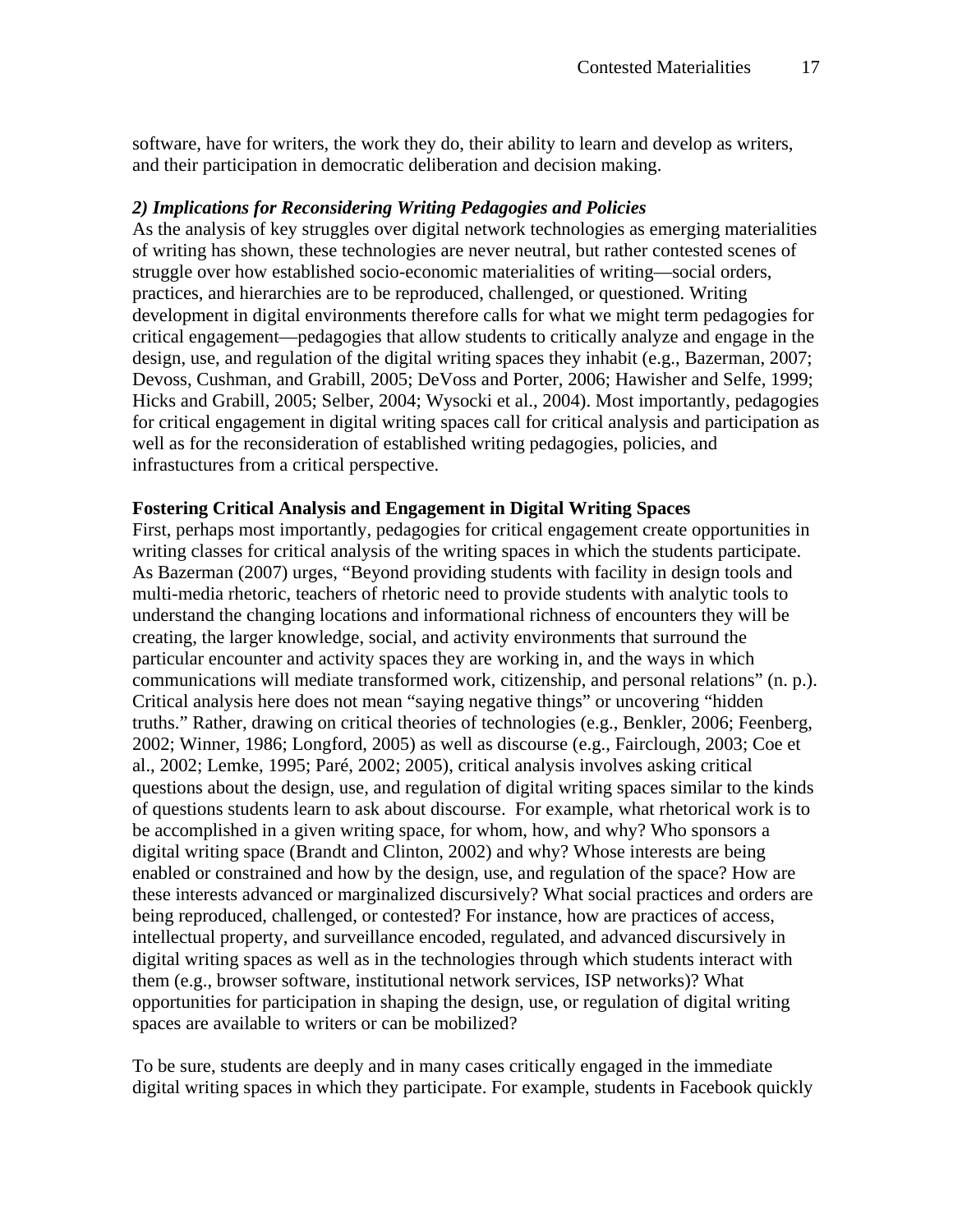software, have for writers, the work they do, their ability to learn and develop as writers, and their participation in democratic deliberation and decision making.

***2) Implications for Reconsidering Writing Pedagogies and Policies***

As the analysis of key struggles over digital network technologies as emerging materialities of writing has shown, these technologies are never neutral, but rather contested scenes of struggle over how established socio-economic materialities of writing—social orders, practices, and hierarchies are to be reproduced, challenged, or questioned. Writing development in digital environments therefore calls for what we might term pedagogies for critical engagement—pedagogies that allow students to critically analyze and engage in the design, use, and regulation of the digital writing spaces they inhabit (e.g., Bazerman, 2007; Devoss, Cushman, and Grabill, 2005; DeVoss and Porter, 2006; Hawisher and Selfe, 1999; Hicks and Grabill, 2005; Selber, 2004; Wysocki et al., 2004). Most importantly, pedagogies for critical engagement in digital writing spaces call for critical analysis and participation as well as for the reconsideration of established writing pedagogies, policies, and infrastuctures from a critical perspective.

**Fostering Critical Analysis and Engagement in Digital Writing Spaces**

First, perhaps most importantly, pedagogies for critical engagement create opportunities in writing classes for critical analysis of the writing spaces in which the students participate. As Bazerman (2007) urges, "Beyond providing students with facility in design tools and multi-media rhetoric, teachers of rhetoric need to provide students with analytic tools to understand the changing locations and informational richness of encounters they will be creating, the larger knowledge, social, and activity environments that surround the particular encounter and activity spaces they are working in, and the ways in which communications will mediate transformed work, citizenship, and personal relations" (n. p.). Critical analysis here does not mean "saying negative things" or uncovering "hidden truths." Rather, drawing on critical theories of technologies (e.g., Benkler, 2006; Feenberg, 2002; Winner, 1986; Longford, 2005) as well as discourse (e.g., Fairclough, 2003; Coe et al., 2002; Lemke, 1995; Paré, 2002; 2005), critical analysis involves asking critical questions about the design, use, and regulation of digital writing spaces similar to the kinds of questions students learn to ask about discourse. For example, what rhetorical work is to be accomplished in a given writing space, for whom, how, and why? Who sponsors a digital writing space (Brandt and Clinton, 2002) and why? Whose interests are being enabled or constrained and how by the design, use, and regulation of the space? How are these interests advanced or marginalized discursively? What social practices and orders are being reproduced, challenged, or contested? For instance, how are practices of access, intellectual property, and surveillance encoded, regulated, and advanced discursively in digital writing spaces as well as in the technologies through which students interact with them (e.g., browser software, institutional network services, ISP networks)? What opportunities for participation in shaping the design, use, or regulation of digital writing spaces are available to writers or can be mobilized?

To be sure, students are deeply and in many cases critically engaged in the immediate digital writing spaces in which they participate. For example, students in Facebook quickly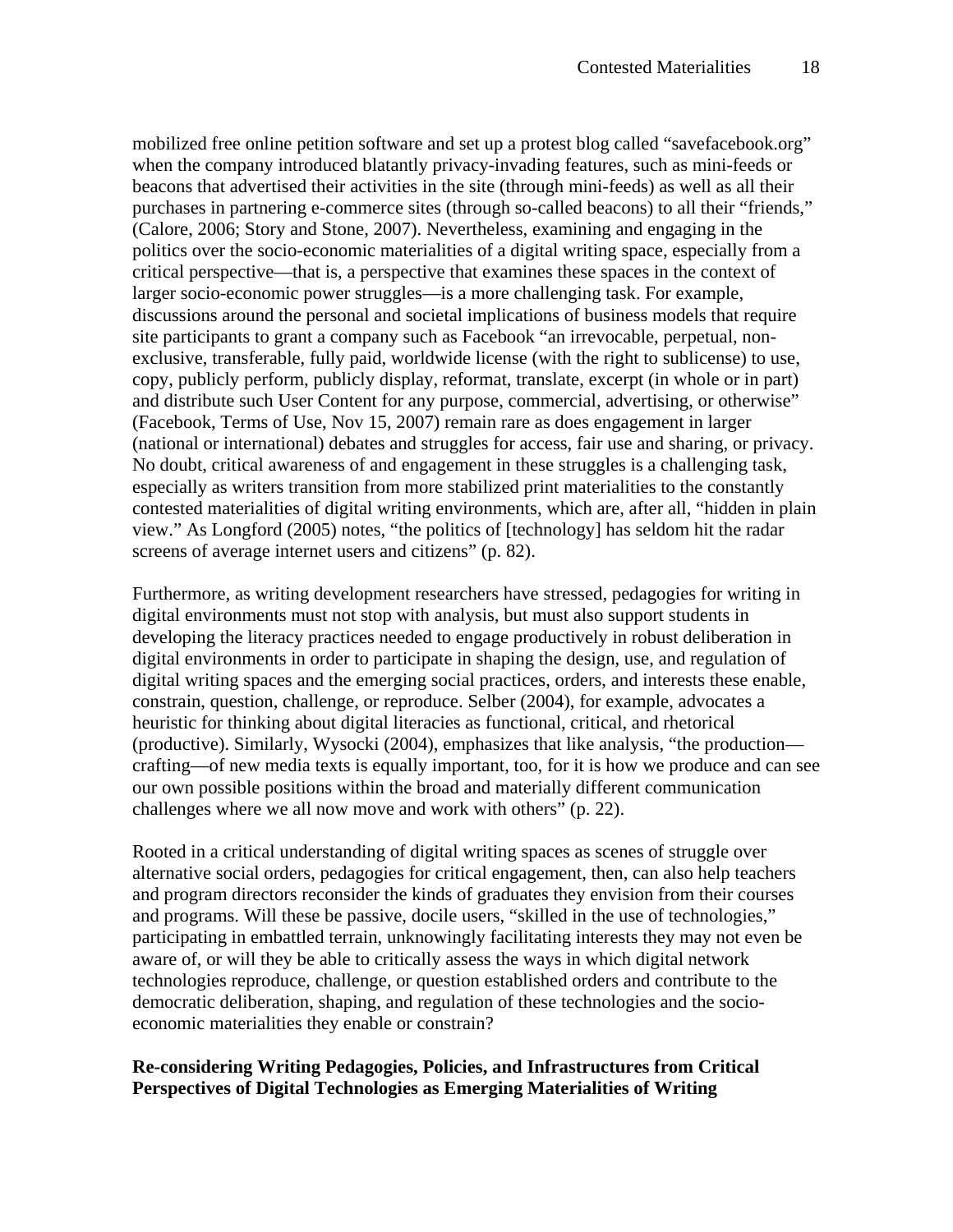mobilized free online petition software and set up a protest blog called "savefacebook.org" when the company introduced blatantly privacy-invading features, such as mini-feeds or beacons that advertised their activities in the site (through mini-feeds) as well as all their purchases in partnering e-commerce sites (through so-called beacons) to all their "friends," (Calore, 2006; Story and Stone, 2007). Nevertheless, examining and engaging in the politics over the socio-economic materialities of a digital writing space, especially from a critical perspective—that is, a perspective that examines these spaces in the context of larger socio-economic power struggles—is a more challenging task. For example, discussions around the personal and societal implications of business models that require site participants to grant a company such as Facebook "an irrevocable, perpetual, non-exclusive, transferable, fully paid, worldwide license (with the right to sublicense) to use, copy, publicly perform, publicly display, reformat, translate, excerpt (in whole or in part) and distribute such User Content for any purpose, commercial, advertising, or otherwise" (Facebook, Terms of Use, Nov 15, 2007) remain rare as does engagement in larger (national or international) debates and struggles for access, fair use and sharing, or privacy. No doubt, critical awareness of and engagement in these struggles is a challenging task, especially as writers transition from more stabilized print materialities to the constantly contested materialities of digital writing environments, which are, after all, "hidden in plain view." As Longford (2005) notes, "the politics of [technology] has seldom hit the radar screens of average internet users and citizens" (p. 82).

Furthermore, as writing development researchers have stressed, pedagogies for writing in digital environments must not stop with analysis, but must also support students in developing the literacy practices needed to engage productively in robust deliberation in digital environments in order to participate in shaping the design, use, and regulation of digital writing spaces and the emerging social practices, orders, and interests these enable, constrain, question, challenge, or reproduce. Selber (2004), for example, advocates a heuristic for thinking about digital literacies as functional, critical, and rhetorical (productive). Similarly, Wysocki (2004), emphasizes that like analysis, "the production—crafting—of new media texts is equally important, too, for it is how we produce and can see our own possible positions within the broad and materially different communication challenges where we all now move and work with others" (p. 22).

Rooted in a critical understanding of digital writing spaces as scenes of struggle over alternative social orders, pedagogies for critical engagement, then, can also help teachers and program directors reconsider the kinds of graduates they envision from their courses and programs. Will these be passive, docile users, "skilled in the use of technologies," participating in embattled terrain, unknowingly facilitating interests they may not even be aware of, or will they be able to critically assess the ways in which digital network technologies reproduce, challenge, or question established orders and contribute to the democratic deliberation, shaping, and regulation of these technologies and the socio-economic materialities they enable or constrain?

**Re-considering Writing Pedagogies, Policies, and Infrastructures from Critical Perspectives of Digital Technologies as Emerging Materialities of Writing**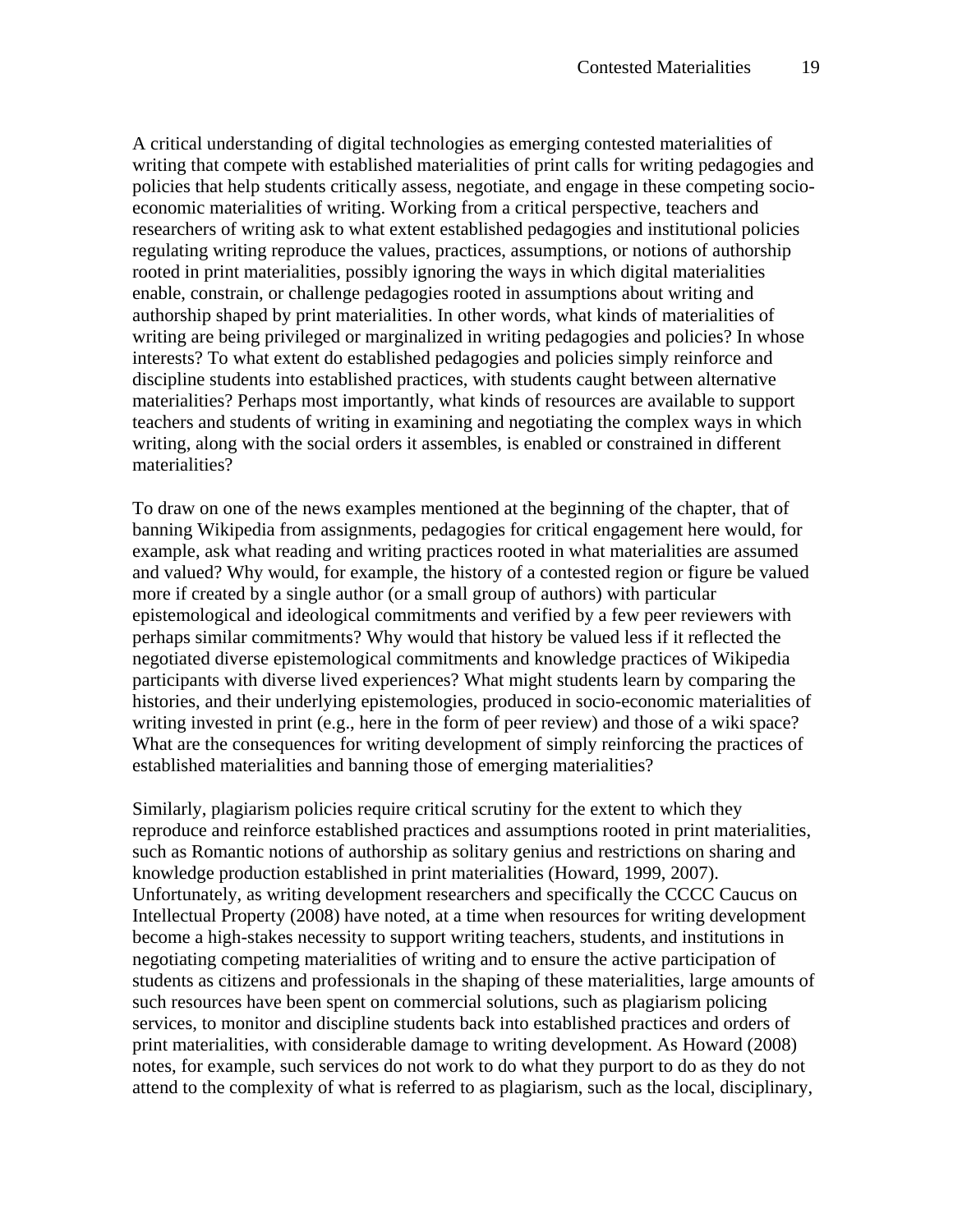A critical understanding of digital technologies as emerging contested materialities of writing that compete with established materialities of print calls for writing pedagogies and policies that help students critically assess, negotiate, and engage in these competing socio-economic materialities of writing. Working from a critical perspective, teachers and researchers of writing ask to what extent established pedagogies and institutional policies regulating writing reproduce the values, practices, assumptions, or notions of authorship rooted in print materialities, possibly ignoring the ways in which digital materialities enable, constrain, or challenge pedagogies rooted in assumptions about writing and authorship shaped by print materialities. In other words, what kinds of materialities of writing are being privileged or marginalized in writing pedagogies and policies? In whose interests? To what extent do established pedagogies and policies simply reinforce and discipline students into established practices, with students caught between alternative materialities? Perhaps most importantly, what kinds of resources are available to support teachers and students of writing in examining and negotiating the complex ways in which writing, along with the social orders it assembles, is enabled or constrained in different materialities?

To draw on one of the news examples mentioned at the beginning of the chapter, that of banning Wikipedia from assignments, pedagogies for critical engagement here would, for example, ask what reading and writing practices rooted in what materialities are assumed and valued? Why would, for example, the history of a contested region or figure be valued more if created by a single author (or a small group of authors) with particular epistemological and ideological commitments and verified by a few peer reviewers with perhaps similar commitments? Why would that history be valued less if it reflected the negotiated diverse epistemological commitments and knowledge practices of Wikipedia participants with diverse lived experiences? What might students learn by comparing the histories, and their underlying epistemologies, produced in socio-economic materialities of writing invested in print (e.g., here in the form of peer review) and those of a wiki space? What are the consequences for writing development of simply reinforcing the practices of established materialities and banning those of emerging materialities?

Similarly, plagiarism policies require critical scrutiny for the extent to which they reproduce and reinforce established practices and assumptions rooted in print materialities, such as Romantic notions of authorship as solitary genius and restrictions on sharing and knowledge production established in print materialities (Howard, 1999, 2007). Unfortunately, as writing development researchers and specifically the CCCC Caucus on Intellectual Property (2008) have noted, at a time when resources for writing development become a high-stakes necessity to support writing teachers, students, and institutions in negotiating competing materialities of writing and to ensure the active participation of students as citizens and professionals in the shaping of these materialities, large amounts of such resources have been spent on commercial solutions, such as plagiarism policing services, to monitor and discipline students back into established practices and orders of print materialities, with considerable damage to writing development. As Howard (2008) notes, for example, such services do not work to do what they purport to do as they do not attend to the complexity of what is referred to as plagiarism, such as the local, disciplinary,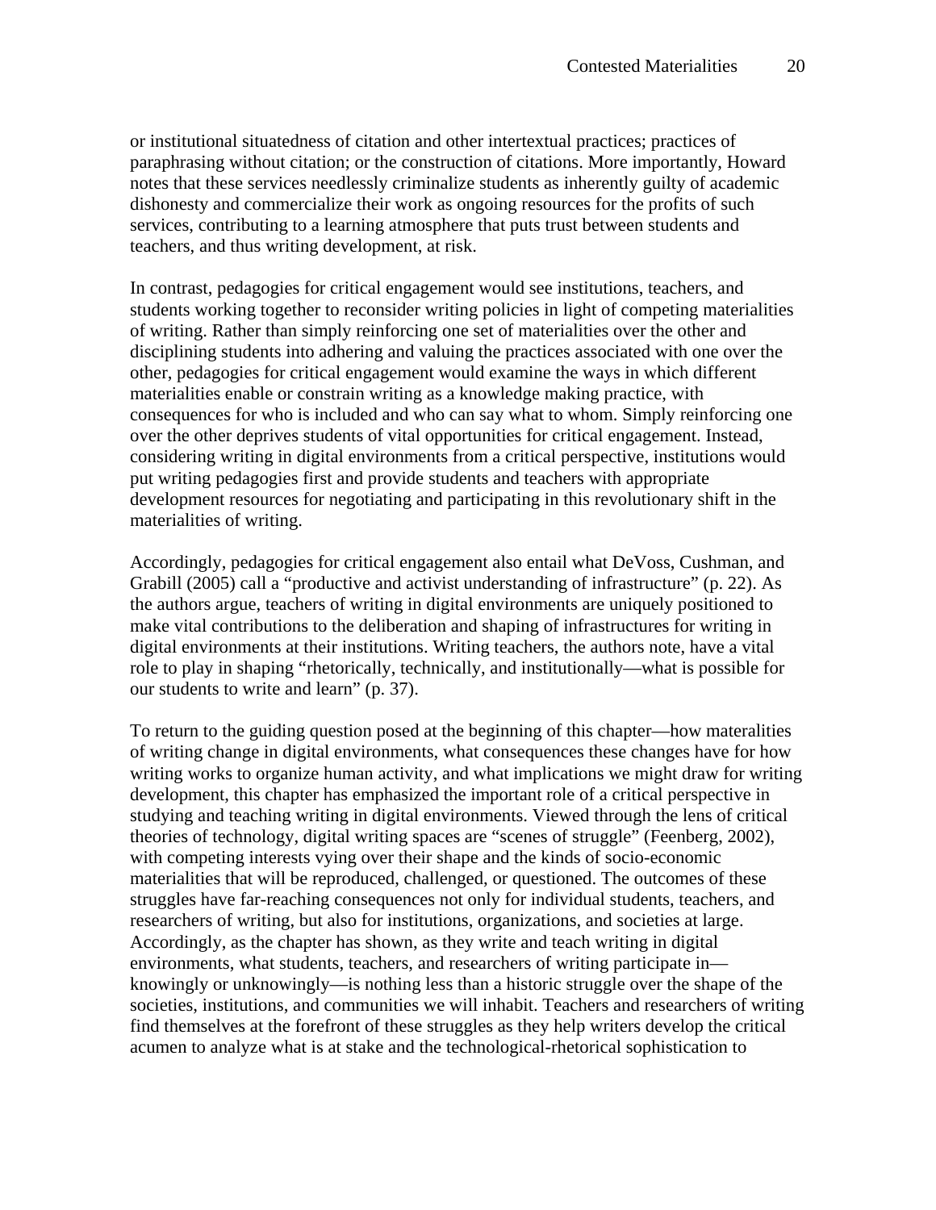or institutional situatedness of citation and other intertextual practices; practices of paraphrasing without citation; or the construction of citations. More importantly, Howard notes that these services needlessly criminalize students as inherently guilty of academic dishonesty and commercialize their work as ongoing resources for the profits of such services, contributing to a learning atmosphere that puts trust between students and teachers, and thus writing development, at risk.

In contrast, pedagogies for critical engagement would see institutions, teachers, and students working together to reconsider writing policies in light of competing materialities of writing. Rather than simply reinforcing one set of materialities over the other and disciplining students into adhering and valuing the practices associated with one over the other, pedagogies for critical engagement would examine the ways in which different materialities enable or constrain writing as a knowledge making practice, with consequences for who is included and who can say what to whom. Simply reinforcing one over the other deprives students of vital opportunities for critical engagement. Instead, considering writing in digital environments from a critical perspective, institutions would put writing pedagogies first and provide students and teachers with appropriate development resources for negotiating and participating in this revolutionary shift in the materialities of writing.

Accordingly, pedagogies for critical engagement also entail what DeVoss, Cushman, and Grabill (2005) call a "productive and activist understanding of infrastructure" (p. 22). As the authors argue, teachers of writing in digital environments are uniquely positioned to make vital contributions to the deliberation and shaping of infrastructures for writing in digital environments at their institutions. Writing teachers, the authors note, have a vital role to play in shaping "rhetorically, technically, and institutionally—what is possible for our students to write and learn" (p. 37).

To return to the guiding question posed at the beginning of this chapter—how materalities of writing change in digital environments, what consequences these changes have for how writing works to organize human activity, and what implications we might draw for writing development, this chapter has emphasized the important role of a critical perspective in studying and teaching writing in digital environments. Viewed through the lens of critical theories of technology, digital writing spaces are "scenes of struggle" (Feenberg, 2002), with competing interests vying over their shape and the kinds of socio-economic materialities that will be reproduced, challenged, or questioned. The outcomes of these struggles have far-reaching consequences not only for individual students, teachers, and researchers of writing, but also for institutions, organizations, and societies at large. Accordingly, as the chapter has shown, as they write and teach writing in digital environments, what students, teachers, and researchers of writing participate in—knowingly or unknowingly—is nothing less than a historic struggle over the shape of the societies, institutions, and communities we will inhabit. Teachers and researchers of writing find themselves at the forefront of these struggles as they help writers develop the critical acumen to analyze what is at stake and the technological-rhetorical sophistication to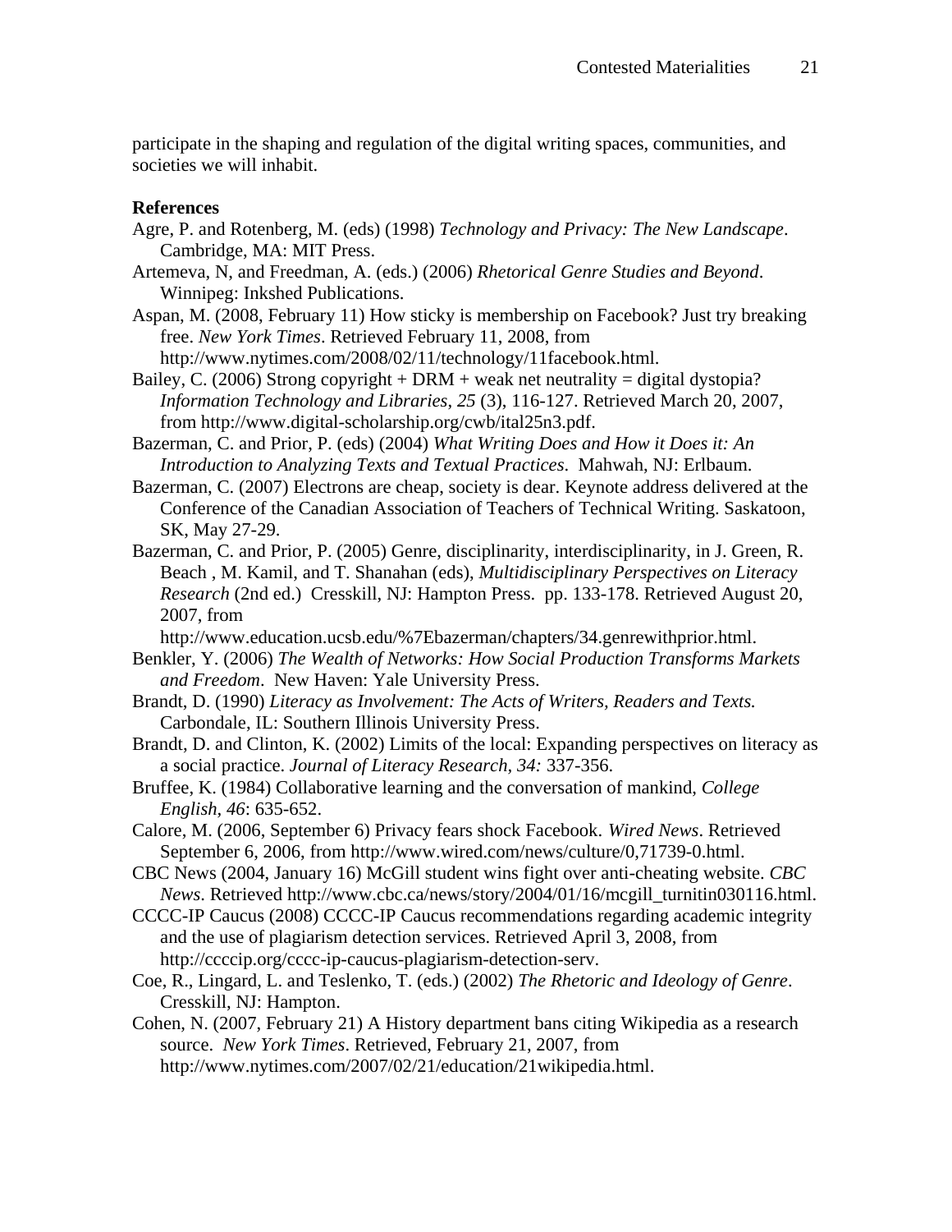participate in the shaping and regulation of the digital writing spaces, communities, and societies we will inhabit.

**References**

Agre, P. and Rotenberg, M. (eds) (1998) *Technology and Privacy: The New Landscape*. Cambridge, MA: MIT Press.

Artemeva, N, and Freedman, A. (eds.) (2006) *Rhetorical Genre Studies and Beyond*. Winnipeg: Inkshed Publications.

Aspan, M. (2008, February 11) How sticky is membership on Facebook? Just try breaking free. *New York Times*. Retrieved February 11, 2008, from http://www.nytimes.com/2008/02/11/technology/11facebook.html.

Bailey, C. (2006) Strong copyright + DRM + weak net neutrality = digital dystopia? *Information Technology and Libraries*, *25* (3), 116-127. Retrieved March 20, 2007, from http://www.digital-scholarship.org/cwb/ital25n3.pdf.

Bazerman, C. and Prior, P. (eds) (2004) *What Writing Does and How it Does it: An Introduction to Analyzing Texts and Textual Practices*. Mahwah, NJ: Erlbaum.

Bazerman, C. (2007) Electrons are cheap, society is dear. Keynote address delivered at the Conference of the Canadian Association of Teachers of Technical Writing. Saskatoon, SK, May 27-29.

Bazerman, C. and Prior, P. (2005) Genre, disciplinarity, interdisciplinarity, in J. Green, R. Beach , M. Kamil, and T. Shanahan (eds), *Multidisciplinary Perspectives on Literacy Research* (2nd ed.) Cresskill, NJ: Hampton Press. pp. 133-178. Retrieved August 20, 2007, from http://www.education.ucsb.edu/%7Ebazerman/chapters/34.genrewithprior.html.

Benkler, Y. (2006) *The Wealth of Networks: How Social Production Transforms Markets and Freedom*. New Haven: Yale University Press.

Brandt, D. (1990) *Literacy as Involvement: The Acts of Writers, Readers and Texts.* Carbondale, IL: Southern Illinois University Press.

Brandt, D. and Clinton, K. (2002) Limits of the local: Expanding perspectives on literacy as a social practice. *Journal of Literacy Research*, *34:* 337-356.

Bruffee, K. (1984) Collaborative learning and the conversation of mankind, *College English*, *46*: 635-652.

Calore, M. (2006, September 6) Privacy fears shock Facebook. *Wired News*. Retrieved September 6, 2006, from http://www.wired.com/news/culture/0,71739-0.html.

CBC News (2004, January 16) McGill student wins fight over anti-cheating website. *CBC News*. Retrieved http://www.cbc.ca/news/story/2004/01/16/mcgill_turnitin030116.html.

CCCC-IP Caucus (2008) CCCC-IP Caucus recommendations regarding academic integrity and the use of plagiarism detection services. Retrieved April 3, 2008, from http://ccccip.org/cccc-ip-caucus-plagiarism-detection-serv.

Coe, R., Lingard, L. and Teslenko, T. (eds.) (2002) *The Rhetoric and Ideology of Genre*. Cresskill, NJ: Hampton.

Cohen, N. (2007, February 21) A History department bans citing Wikipedia as a research source. *New York Times*. Retrieved, February 21, 2007, from http://www.nytimes.com/2007/02/21/education/21wikipedia.html.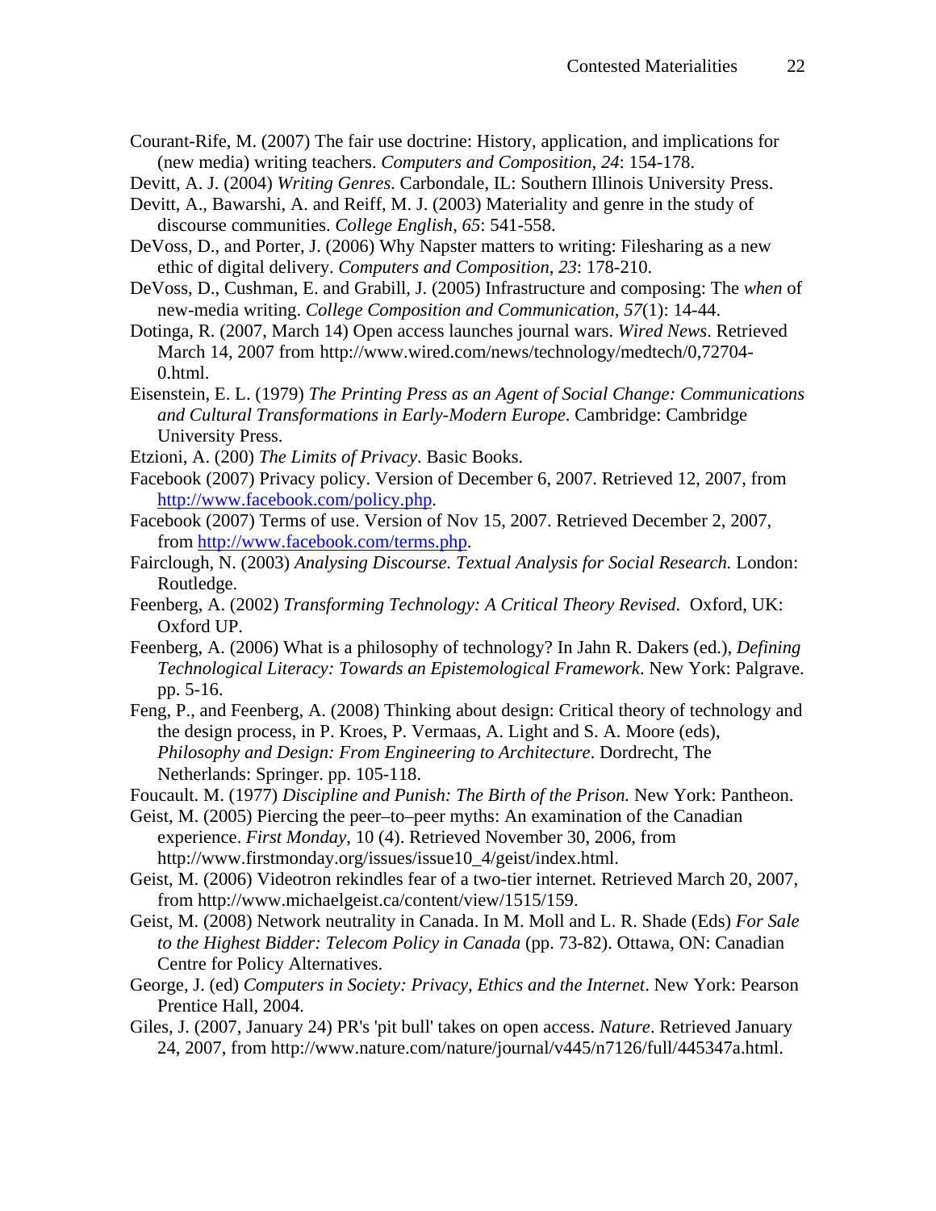Courant-Rife, M. (2007) The fair use doctrine: History, application, and implications for (new media) writing teachers. *Computers and Composition, 24*: 154-178.

Devitt, A. J. (2004) *Writing Genres*. Carbondale, IL: Southern Illinois University Press.

Devitt, A., Bawarshi, A. and Reiff, M. J. (2003) Materiality and genre in the study of discourse communities. *College English*, *65*: 541-558.

DeVoss, D., and Porter, J. (2006) Why Napster matters to writing: Filesharing as a new ethic of digital delivery. *Computers and Composition*, *23*: 178-210.

DeVoss, D., Cushman, E. and Grabill, J. (2005) Infrastructure and composing: The *when* of new-media writing. *College Composition and Communication, 57*(1): 14-44.

Dotinga, R. (2007, March 14) Open access launches journal wars. *Wired News*. Retrieved March 14, 2007 from http://www.wired.com/news/technology/medtech/0,72704-0.html.

Eisenstein, E. L. (1979) *The Printing Press as an Agent of Social Change: Communications and Cultural Transformations in Early-Modern Europe*. Cambridge: Cambridge University Press.

Etzioni, A. (200) *The Limits of Privacy*. Basic Books.

Facebook (2007) Privacy policy. Version of December 6, 2007. Retrieved 12, 2007, from http://www.facebook.com/policy.php.

Facebook (2007) Terms of use. Version of Nov 15, 2007. Retrieved December 2, 2007, from http://www.facebook.com/terms.php.

Fairclough, N. (2003) *Analysing Discourse. Textual Analysis for Social Research.* London: Routledge.

Feenberg, A. (2002) *Transforming Technology: A Critical Theory Revised.* Oxford, UK: Oxford UP.

Feenberg, A. (2006) What is a philosophy of technology? In Jahn R. Dakers (ed.), *Defining Technological Literacy: Towards an Epistemological Framework*. New York: Palgrave. pp. 5-16.

Feng, P., and Feenberg, A. (2008) Thinking about design: Critical theory of technology and the design process, in P. Kroes, P. Vermaas, A. Light and S. A. Moore (eds), *Philosophy and Design: From Engineering to Architecture*. Dordrecht, The Netherlands: Springer. pp. 105-118.

Foucault. M. (1977) *Discipline and Punish: The Birth of the Prison.* New York: Pantheon.

Geist, M. (2005) Piercing the peer–to–peer myths: An examination of the Canadian experience. *First Monday*, 10 (4). Retrieved November 30, 2006, from http://www.firstmonday.org/issues/issue10_4/geist/index.html.

Geist, M. (2006) Videotron rekindles fear of a two-tier internet. Retrieved March 20, 2007, from http://www.michaelgeist.ca/content/view/1515/159.

Geist, M. (2008) Network neutrality in Canada. In M. Moll and L. R. Shade (Eds) *For Sale to the Highest Bidder: Telecom Policy in Canada* (pp. 73-82). Ottawa, ON: Canadian Centre for Policy Alternatives.

George, J. (ed) *Computers in Society: Privacy, Ethics and the Internet*. New York: Pearson Prentice Hall, 2004.

Giles, J. (2007, January 24) PR's 'pit bull' takes on open access. *Nature*. Retrieved January 24, 2007, from http://www.nature.com/nature/journal/v445/n7126/full/445347a.html.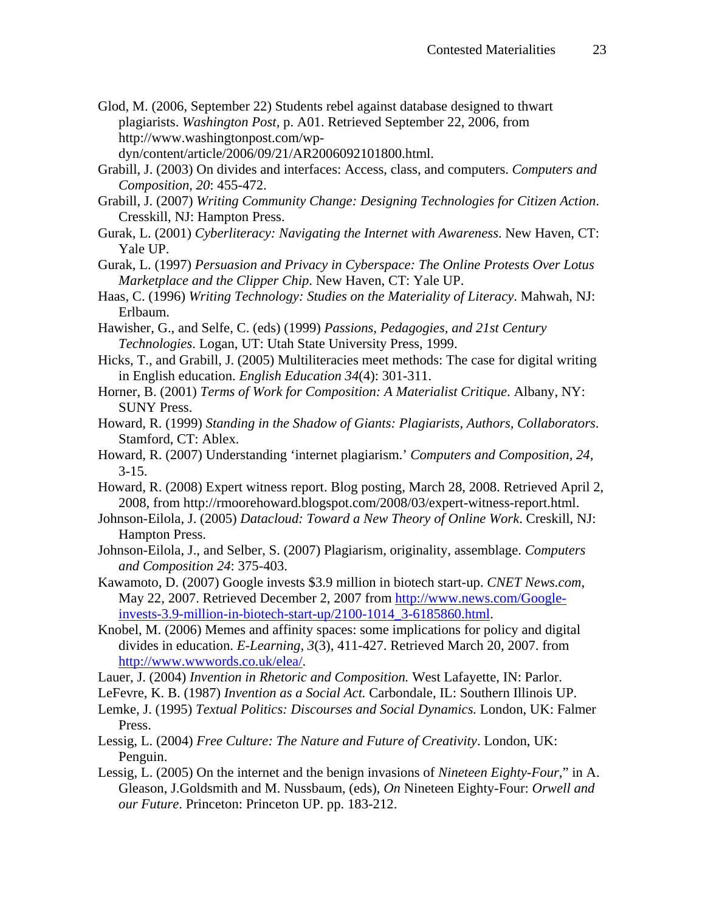Glod, M. (2006, September 22) Students rebel against database designed to thwart plagiarists. *Washington Post*, p. A01. Retrieved September 22, 2006, from http://www.washingtonpost.com/wp-dyn/content/article/2006/09/21/AR2006092101800.html.

Grabill, J. (2003) On divides and interfaces: Access, class, and computers. *Computers and Composition*, *20*: 455-472.

Grabill, J. (2007) *Writing Community Change: Designing Technologies for Citizen Action*. Cresskill, NJ: Hampton Press.

Gurak, L. (2001) *Cyberliteracy: Navigating the Internet with Awareness*. New Haven, CT: Yale UP.

Gurak, L. (1997) *Persuasion and Privacy in Cyberspace: The Online Protests Over Lotus Marketplace and the Clipper Chip*. New Haven, CT: Yale UP.

Haas, C. (1996) *Writing Technology: Studies on the Materiality of Literacy*. Mahwah, NJ: Erlbaum.

Hawisher, G., and Selfe, C. (eds) (1999) *Passions, Pedagogies, and 21st Century Technologies*. Logan, UT: Utah State University Press, 1999.

Hicks, T., and Grabill, J. (2005) Multiliteracies meet methods: The case for digital writing in English education. *English Education 34*(4): 301-311.

Horner, B. (2001) *Terms of Work for Composition: A Materialist Critique*. Albany, NY: SUNY Press.

Howard, R. (1999) *Standing in the Shadow of Giants: Plagiarists, Authors, Collaborators*. Stamford, CT: Ablex.

Howard, R. (2007) Understanding 'internet plagiarism.' *Computers and Composition, 24,* 3-15.

Howard, R. (2008) Expert witness report. Blog posting, March 28, 2008. Retrieved April 2, 2008, from http://rmoorehoward.blogspot.com/2008/03/expert-witness-report.html.

Johnson-Eilola, J. (2005) *Datacloud: Toward a New Theory of Online Work*. Creskill, NJ: Hampton Press.

Johnson-Eilola, J., and Selber, S. (2007) Plagiarism, originality, assemblage. *Computers and Composition 24*: 375-403.

Kawamoto, D. (2007) Google invests $3.9 million in biotech start-up. *CNET News.com*, May 22, 2007. Retrieved December 2, 2007 from http://www.news.com/Google-invests-3.9-million-in-biotech-start-up/2100-1014_3-6185860.html.

Knobel, M. (2006) Memes and affinity spaces: some implications for policy and digital divides in education. *E-Learning, 3*(3), 411-427. Retrieved March 20, 2007. from http://www.wwwords.co.uk/elea/.

Lauer, J. (2004) *Invention in Rhetoric and Composition.* West Lafayette, IN: Parlor.

LeFevre, K. B. (1987) *Invention as a Social Act.* Carbondale, IL: Southern Illinois UP.

Lemke, J. (1995) *Textual Politics: Discourses and Social Dynamics.* London, UK: Falmer Press.

Lessig, L. (2004) *Free Culture: The Nature and Future of Creativity*. London, UK: Penguin.

Lessig, L. (2005) On the internet and the benign invasions of *Nineteen Eighty-Four*," in A. Gleason, J.Goldsmith and M. Nussbaum, (eds), *On* Nineteen Eighty-Four: *Orwell and our Future*. Princeton: Princeton UP. pp. 183-212.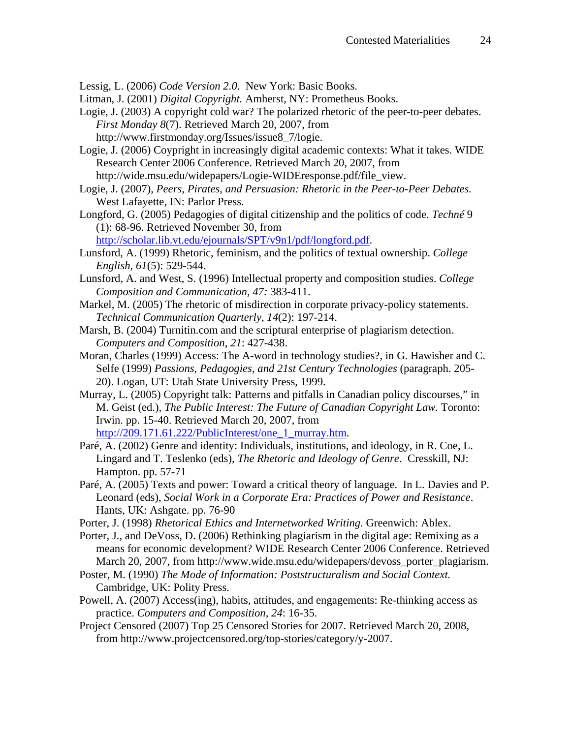Lessig, L. (2006) *Code Version 2.0*. New York: Basic Books.

Litman, J. (2001) *Digital Copyright.* Amherst, NY: Prometheus Books.

Logie, J. (2003) A copyright cold war? The polarized rhetoric of the peer-to-peer debates. *First Monday 8*(7). Retrieved March 20, 2007, from http://www.firstmonday.org/Issues/issue8_7/logie.

Logie, J. (2006) Coypright in increasingly digital academic contexts: What it takes. WIDE Research Center 2006 Conference. Retrieved March 20, 2007, from http://wide.msu.edu/widepapers/Logie-WIDEresponse.pdf/file_view.

Logie, J. (2007), *Peers, Pirates, and Persuasion: Rhetoric in the Peer-to-Peer Debates.* West Lafayette, IN: Parlor Press.

Longford, G. (2005) Pedagogies of digital citizenship and the politics of code. *Techné* 9 (1): 68-96. Retrieved November 30, from http://scholar.lib.vt.edu/ejournals/SPT/v9n1/pdf/longford.pdf.

Lunsford, A. (1999) Rhetoric, feminism, and the politics of textual ownership. *College English, 61*(5): 529-544.

Lunsford, A. and West, S. (1996) Intellectual property and composition studies. *College Composition and Communication, 47:* 383-411.

Markel, M. (2005) The rhetoric of misdirection in corporate privacy-policy statements. *Technical Communication Quarterly, 14*(2): 197-214.

Marsh, B. (2004) Turnitin.com and the scriptural enterprise of plagiarism detection. *Computers and Composition*, *21*: 427-438.

Moran, Charles (1999) Access: The A-word in technology studies?, in G. Hawisher and C. Selfe (1999) *Passions, Pedagogies, and 21st Century Technologies* (paragraph. 205-20). Logan, UT: Utah State University Press, 1999.

Murray, L. (2005) Copyright talk: Patterns and pitfalls in Canadian policy discourses," in M. Geist (ed.), *The Public Interest: The Future of Canadian Copyright Law.* Toronto: Irwin. pp. 15-40. Retrieved March 20, 2007, from http://209.171.61.222/PublicInterest/one_1_murray.htm.

Paré, A. (2002) Genre and identity: Individuals, institutions, and ideology, in R. Coe, L. Lingard and T. Teslenko (eds), *The Rhetoric and Ideology of Genre*. Cresskill, NJ: Hampton. pp. 57-71

Paré, A. (2005) Texts and power: Toward a critical theory of language. In L. Davies and P. Leonard (eds), *Social Work in a Corporate Era: Practices of Power and Resistance*. Hants, UK: Ashgate. pp. 76-90

Porter, J. (1998) *Rhetorical Ethics and Internetworked Writing*. Greenwich: Ablex.

Porter, J., and DeVoss, D. (2006) Rethinking plagiarism in the digital age: Remixing as a means for economic development? WIDE Research Center 2006 Conference. Retrieved March 20, 2007, from http://www.wide.msu.edu/widepapers/devoss_porter_plagiarism.

Poster, M. (1990) *The Mode of Information: Poststructuralism and Social Context.* Cambridge, UK: Polity Press.

Powell, A. (2007) Access(ing), habits, attitudes, and engagements: Re-thinking access as practice. *Computers and Composition*, *24*: 16-35.

Project Censored (2007) Top 25 Censored Stories for 2007. Retrieved March 20, 2008, from http://www.projectcensored.org/top-stories/category/y-2007.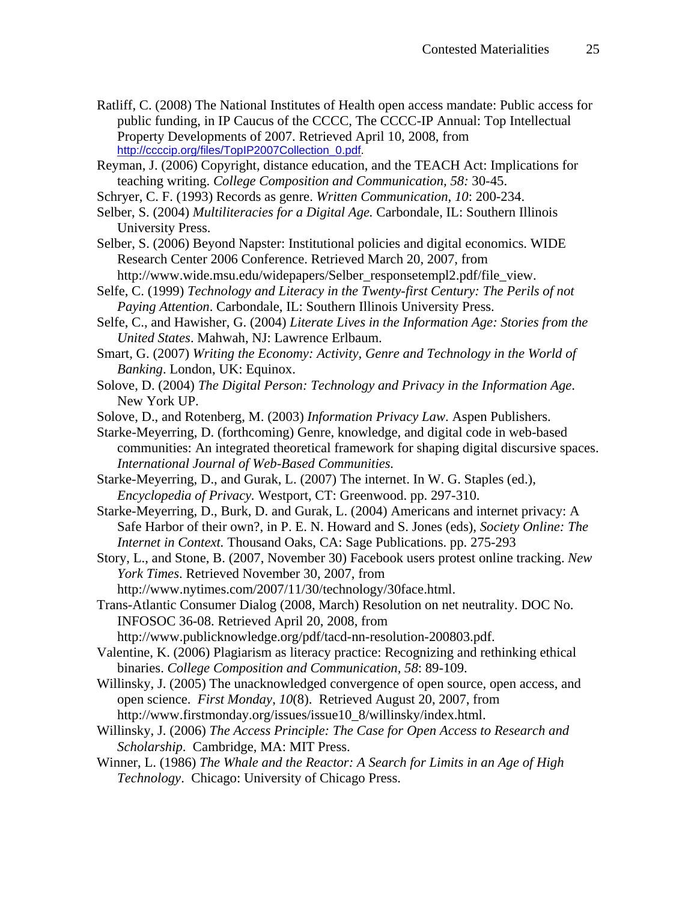Ratliff, C. (2008) The National Institutes of Health open access mandate: Public access for public funding, in IP Caucus of the CCCC, The CCCC-IP Annual: Top Intellectual Property Developments of 2007. Retrieved April 10, 2008, from http://ccccip.org/files/TopIP2007Collection_0.pdf.

Reyman, J. (2006) Copyright, distance education, and the TEACH Act: Implications for teaching writing. *College Composition and Communication, 58:* 30-45.

Schryer, C. F. (1993) Records as genre. *Written Communication*, *10*: 200-234.

Selber, S. (2004) *Multiliteracies for a Digital Age.* Carbondale, IL: Southern Illinois University Press.

Selber, S. (2006) Beyond Napster: Institutional policies and digital economics. WIDE Research Center 2006 Conference. Retrieved March 20, 2007, from http://www.wide.msu.edu/widepapers/Selber_responsetempl2.pdf/file_view.

Selfe, C. (1999) *Technology and Literacy in the Twenty-first Century: The Perils of not Paying Attention*. Carbondale, IL: Southern Illinois University Press.

Selfe, C., and Hawisher, G. (2004) *Literate Lives in the Information Age: Stories from the United States*. Mahwah, NJ: Lawrence Erlbaum.

Smart, G. (2007) *Writing the Economy: Activity, Genre and Technology in the World of Banking*. London, UK: Equinox.

Solove, D. (2004) *The Digital Person: Technology and Privacy in the Information Age*. New York UP.

Solove, D., and Rotenberg, M. (2003) *Information Privacy Law*. Aspen Publishers.

Starke-Meyerring, D. (forthcoming) Genre, knowledge, and digital code in web-based communities: An integrated theoretical framework for shaping digital discursive spaces. *International Journal of Web-Based Communities.*

Starke-Meyerring, D., and Gurak, L. (2007) The internet. In W. G. Staples (ed.), *Encyclopedia of Privacy.* Westport, CT: Greenwood. pp. 297-310.

Starke-Meyerring, D., Burk, D. and Gurak, L. (2004) Americans and internet privacy: A Safe Harbor of their own?, in P. E. N. Howard and S. Jones (eds), *Society Online: The Internet in Context.* Thousand Oaks, CA: Sage Publications. pp. 275-293

Story, L., and Stone, B. (2007, November 30) Facebook users protest online tracking. *New York Times*. Retrieved November 30, 2007, from http://www.nytimes.com/2007/11/30/technology/30face.html.

Trans-Atlantic Consumer Dialog (2008, March) Resolution on net neutrality. DOC No. INFOSOC 36-08. Retrieved April 20, 2008, from http://www.publicknowledge.org/pdf/tacd-nn-resolution-200803.pdf.

Valentine, K. (2006) Plagiarism as literacy practice: Recognizing and rethinking ethical binaries. *College Composition and Communication*, *58*: 89-109.

Willinsky, J. (2005) The unacknowledged convergence of open source, open access, and open science. *First Monday*, *10*(8). Retrieved August 20, 2007, from http://www.firstmonday.org/issues/issue10_8/willinsky/index.html.

Willinsky, J. (2006) *The Access Principle: The Case for Open Access to Research and Scholarship*. Cambridge, MA: MIT Press.

Winner, L. (1986) *The Whale and the Reactor: A Search for Limits in an Age of High Technology*. Chicago: University of Chicago Press.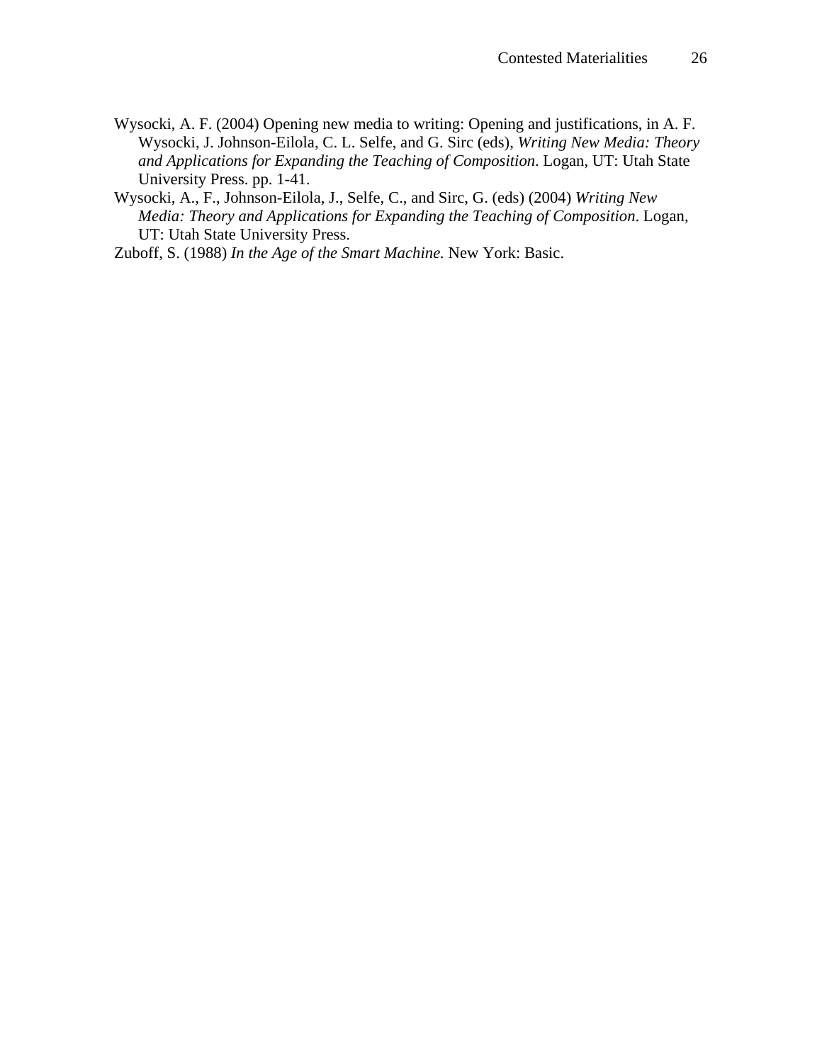Wysocki, A. F. (2004) Opening new media to writing: Opening and justifications, in A. F. Wysocki, J. Johnson-Eilola, C. L. Selfe, and G. Sirc (eds), *Writing New Media: Theory and Applications for Expanding the Teaching of Composition*. Logan, UT: Utah State University Press. pp. 1-41.

Wysocki, A., F., Johnson-Eilola, J., Selfe, C., and Sirc, G. (eds) (2004) *Writing New Media: Theory and Applications for Expanding the Teaching of Composition*. Logan, UT: Utah State University Press.

Zuboff, S. (1988) *In the Age of the Smart Machine.* New York: Basic.